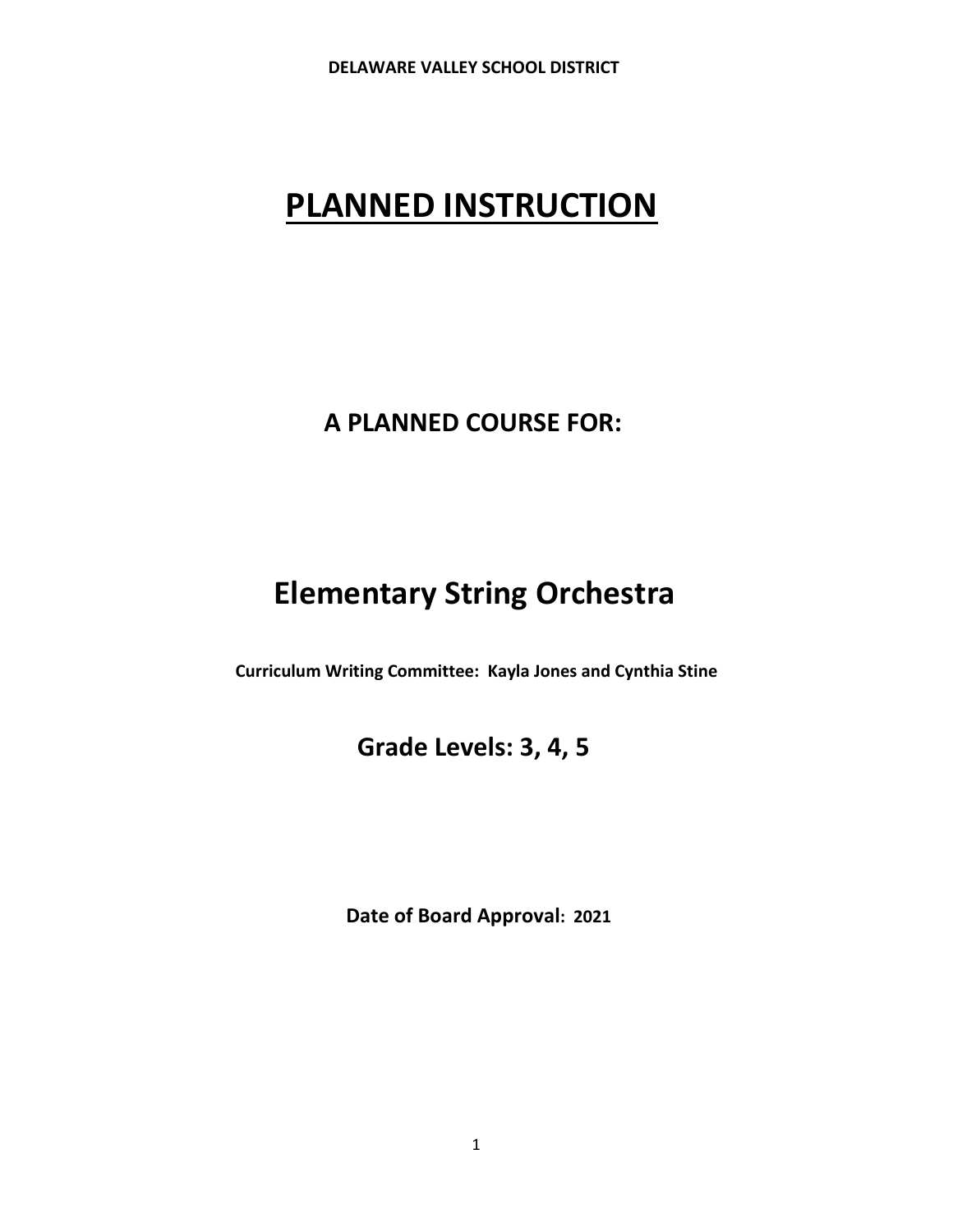**DELAWARE VALLEY SCHOOL DISTRICT**

# PLANNED INSTRUCTION

## A PLANNED COURSE FOR:

# Elementary String Orchestra

**Curriculum Writing Committee: Kayla Jones and Cynthia Stine**

## Grade Levels: 3, 4, 5

**Date of Board Approval: 2021**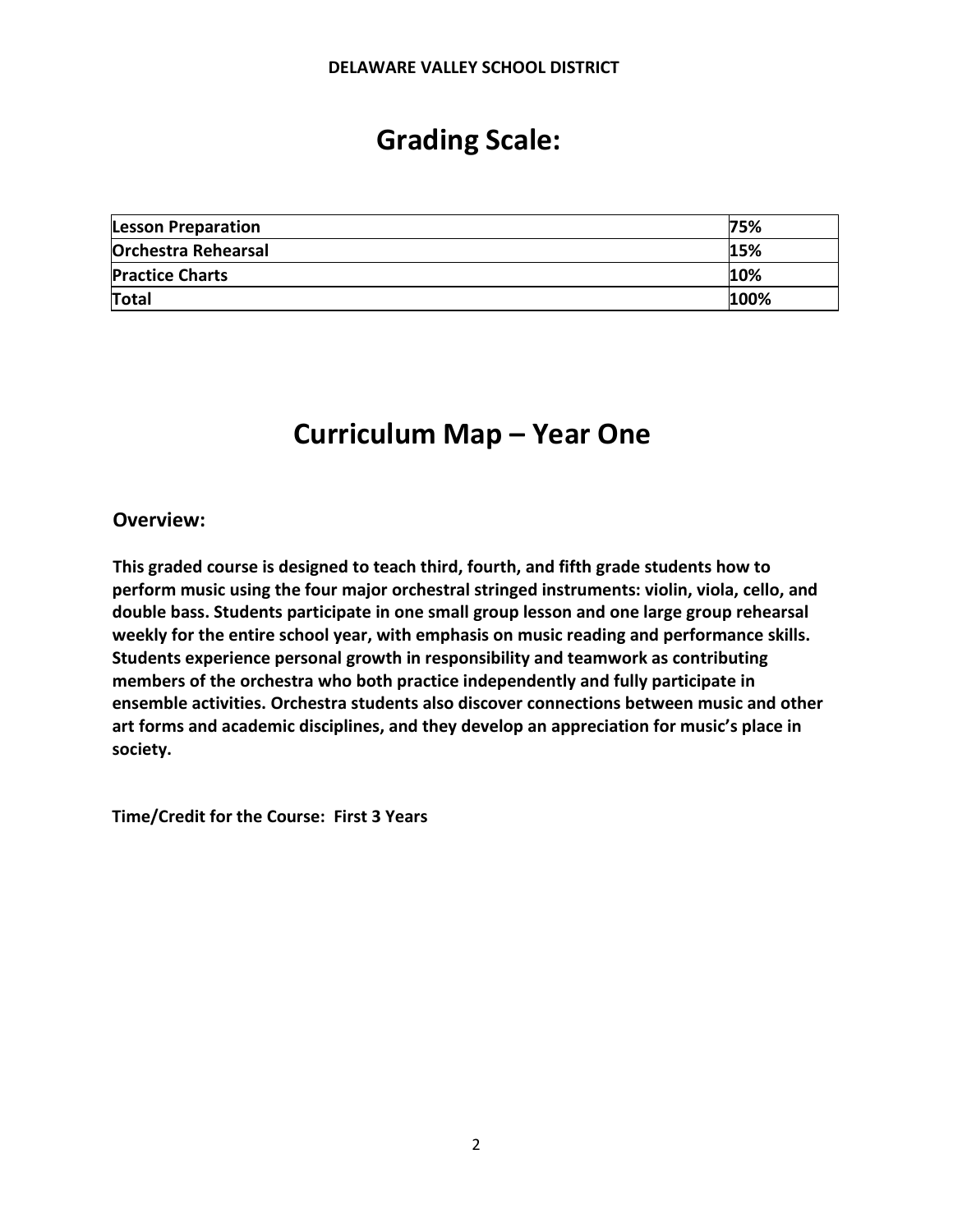# Grading Scale:

| | |
|---|---|
| **Lesson Preparation** | **75%** |
| **Orchestra Rehearsal** | **15%** |
| **Practice Charts** | **10%** |
| **Total** | **100%** |

# Curriculum Map – Year One

## Overview:

**This graded course is designed to teach third, fourth, and fifth grade students how to perform music using the four major orchestral stringed instruments: violin, viola, cello, and double bass. Students participate in one small group lesson and one large group rehearsal weekly for the entire school year, with emphasis on music reading and performance skills. Students experience personal growth in responsibility and teamwork as contributing members of the orchestra who both practice independently and fully participate in ensemble activities. Orchestra students also discover connections between music and other art forms and academic disciplines, and they develop an appreciation for music's place in society.**

**Time/Credit for the Course: First 3 Years**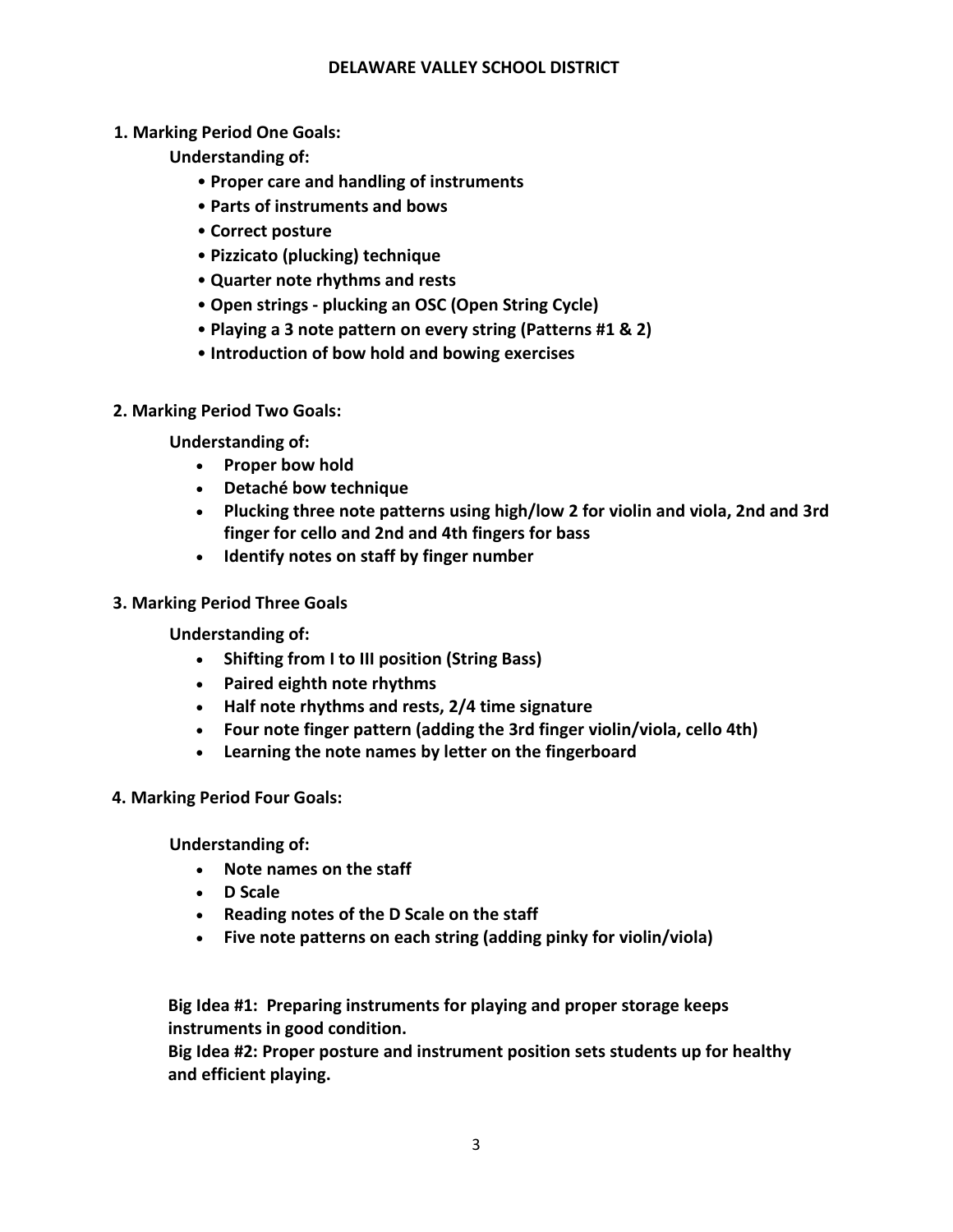**DELAWARE VALLEY SCHOOL DISTRICT**

**1. Marking Period One Goals:**

**Understanding of:**

- **Proper care and handling of instruments**
- **Parts of instruments and bows**
- **Correct posture**
- **Pizzicato (plucking) technique**
- **Quarter note rhythms and rests**
- **Open strings - plucking an OSC (Open String Cycle)**
- **Playing a 3 note pattern on every string (Patterns #1 & 2)**
- **Introduction of bow hold and bowing exercises**

**2. Marking Period Two Goals:**

**Understanding of:**

- **Proper bow hold**
- **Detaché bow technique**
- **Plucking three note patterns using high/low 2 for violin and viola, 2nd and 3rd finger for cello and 2nd and 4th fingers for bass**
- **Identify notes on staff by finger number**

**3. Marking Period Three Goals**

**Understanding of:**

- **Shifting from I to III position (String Bass)**
- **Paired eighth note rhythms**
- **Half note rhythms and rests, 2/4 time signature**
- **Four note finger pattern (adding the 3rd finger violin/viola, cello 4th)**
- **Learning the note names by letter on the fingerboard**

**4. Marking Period Four Goals:**

**Understanding of:**

- **Note names on the staff**
- **D Scale**
- **Reading notes of the D Scale on the staff**
- **Five note patterns on each string (adding pinky for violin/viola)**

**Big Idea #1: Preparing instruments for playing and proper storage keeps instruments in good condition.**
**Big Idea #2: Proper posture and instrument position sets students up for healthy and efficient playing.**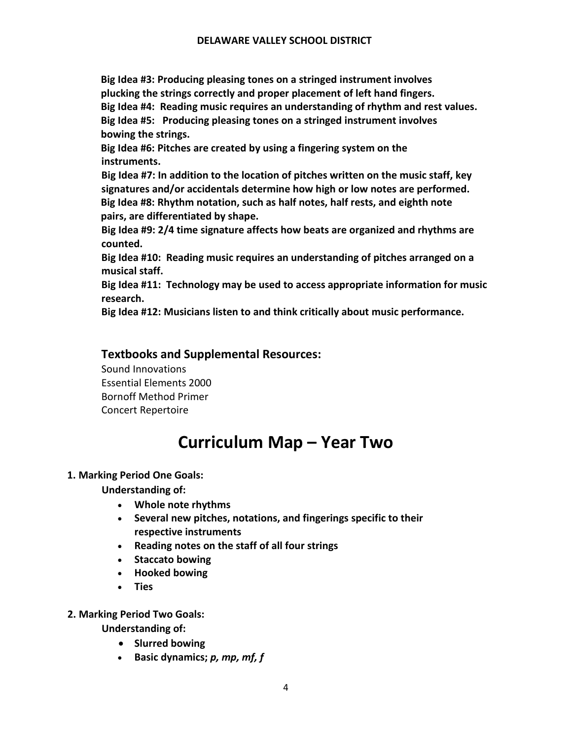**Big Idea #3: Producing pleasing tones on a stringed instrument involves plucking the strings correctly and proper placement of left hand fingers.**
**Big Idea #4: Reading music requires an understanding of rhythm and rest values.**
**Big Idea #5: Producing pleasing tones on a stringed instrument involves bowing the strings.**
**Big Idea #6: Pitches are created by using a fingering system on the instruments.**
**Big Idea #7: In addition to the location of pitches written on the music staff, key signatures and/or accidentals determine how high or low notes are performed.**
**Big Idea #8: Rhythm notation, such as half notes, half rests, and eighth note pairs, are differentiated by shape.**
**Big Idea #9: 2/4 time signature affects how beats are organized and rhythms are counted.**
**Big Idea #10: Reading music requires an understanding of pitches arranged on a musical staff.**
**Big Idea #11: Technology may be used to access appropriate information for music research.**
**Big Idea #12: Musicians listen to and think critically about music performance.**

## Textbooks and Supplemental Resources:

Sound Innovations
Essential Elements 2000
Bornoff Method Primer
Concert Repertoire

# Curriculum Map – Year Two

**1. Marking Period One Goals:**

**Understanding of:**

- **Whole note rhythms**
- **Several new pitches, notations, and fingerings specific to their respective instruments**
- **Reading notes on the staff of all four strings**
- **Staccato bowing**
- **Hooked bowing**
- **Ties**

**2. Marking Period Two Goals:**

**Understanding of:**

- **Slurred bowing**
- **Basic dynamics; *p, mp, mf, f***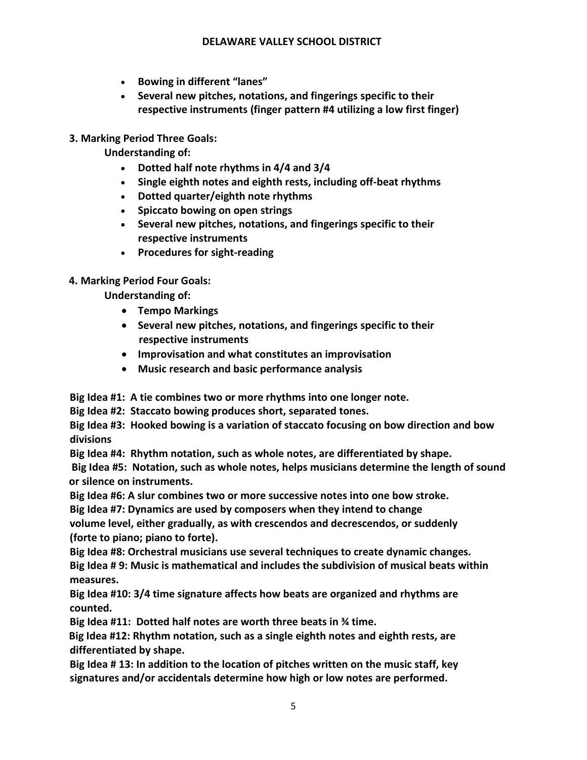- **Bowing in different "lanes"**
- **Several new pitches, notations, and fingerings specific to their respective instruments (finger pattern #4 utilizing a low first finger)**

**3. Marking Period Three Goals:**

**Understanding of:**

- **Dotted half note rhythms in 4/4 and 3/4**
- **Single eighth notes and eighth rests, including off-beat rhythms**
- **Dotted quarter/eighth note rhythms**
- **Spiccato bowing on open strings**
- **Several new pitches, notations, and fingerings specific to their respective instruments**
- **Procedures for sight-reading**

**4. Marking Period Four Goals:**

**Understanding of:**

- **Tempo Markings**
- **Several new pitches, notations, and fingerings specific to their respective instruments**
- **Improvisation and what constitutes an improvisation**
- **Music research and basic performance analysis**

**Big Idea #1: A tie combines two or more rhythms into one longer note.**

**Big Idea #2: Staccato bowing produces short, separated tones.**

**Big Idea #3: Hooked bowing is a variation of staccato focusing on bow direction and bow divisions**

**Big Idea #4: Rhythm notation, such as whole notes, are differentiated by shape.**

**Big Idea #5: Notation, such as whole notes, helps musicians determine the length of sound or silence on instruments.**

**Big Idea #6: A slur combines two or more successive notes into one bow stroke.**

**Big Idea #7: Dynamics are used by composers when they intend to change volume level, either gradually, as with crescendos and decrescendos, or suddenly (forte to piano; piano to forte).**

**Big Idea #8: Orchestral musicians use several techniques to create dynamic changes.**

**Big Idea # 9: Music is mathematical and includes the subdivision of musical beats within measures.**

**Big Idea #10: 3/4 time signature affects how beats are organized and rhythms are counted.**

**Big Idea #11: Dotted half notes are worth three beats in ¾ time.**

**Big Idea #12: Rhythm notation, such as a single eighth notes and eighth rests, are differentiated by shape.**

**Big Idea # 13: In addition to the location of pitches written on the music staff, key signatures and/or accidentals determine how high or low notes are performed.**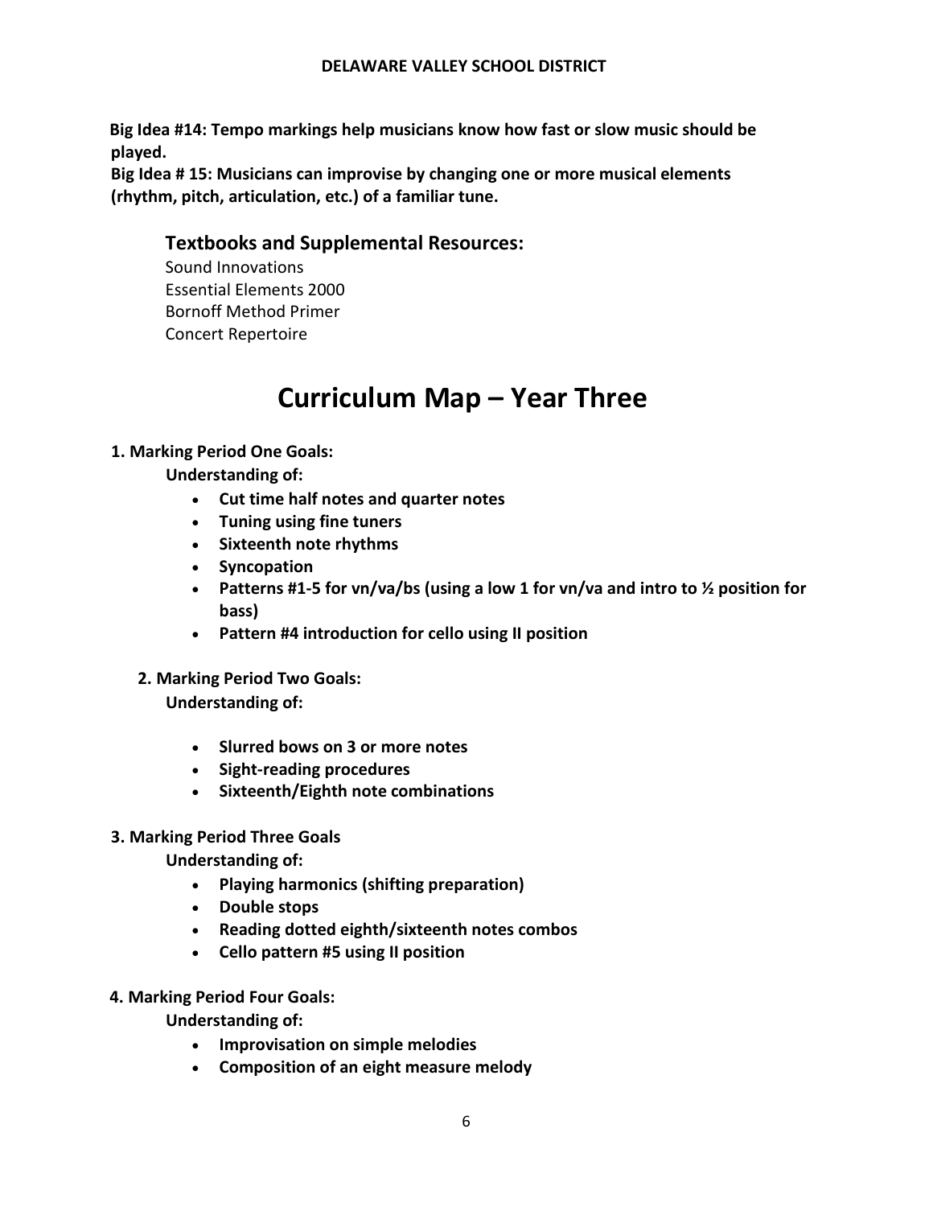**Big Idea #14: Tempo markings help musicians know how fast or slow music should be played.**
**Big Idea # 15: Musicians can improvise by changing one or more musical elements (rhythm, pitch, articulation, etc.) of a familiar tune.**

### Textbooks and Supplemental Resources:

Sound Innovations
Essential Elements 2000
Bornoff Method Primer
Concert Repertoire

# Curriculum Map – Year Three

**1. Marking Period One Goals:**

**Understanding of:**

- **Cut time half notes and quarter notes**
- **Tuning using fine tuners**
- **Sixteenth note rhythms**
- **Syncopation**
- **Patterns #1-5 for vn/va/bs (using a low 1 for vn/va and intro to ½ position for bass)**
- **Pattern #4 introduction for cello using II position**

**2. Marking Period Two Goals:**

**Understanding of:**

- **Slurred bows on 3 or more notes**
- **Sight-reading procedures**
- **Sixteenth/Eighth note combinations**

**3. Marking Period Three Goals**

**Understanding of:**

- **Playing harmonics (shifting preparation)**
- **Double stops**
- **Reading dotted eighth/sixteenth notes combos**
- **Cello pattern #5 using II position**

**4. Marking Period Four Goals:**

**Understanding of:**

- **Improvisation on simple melodies**
- **Composition of an eight measure melody**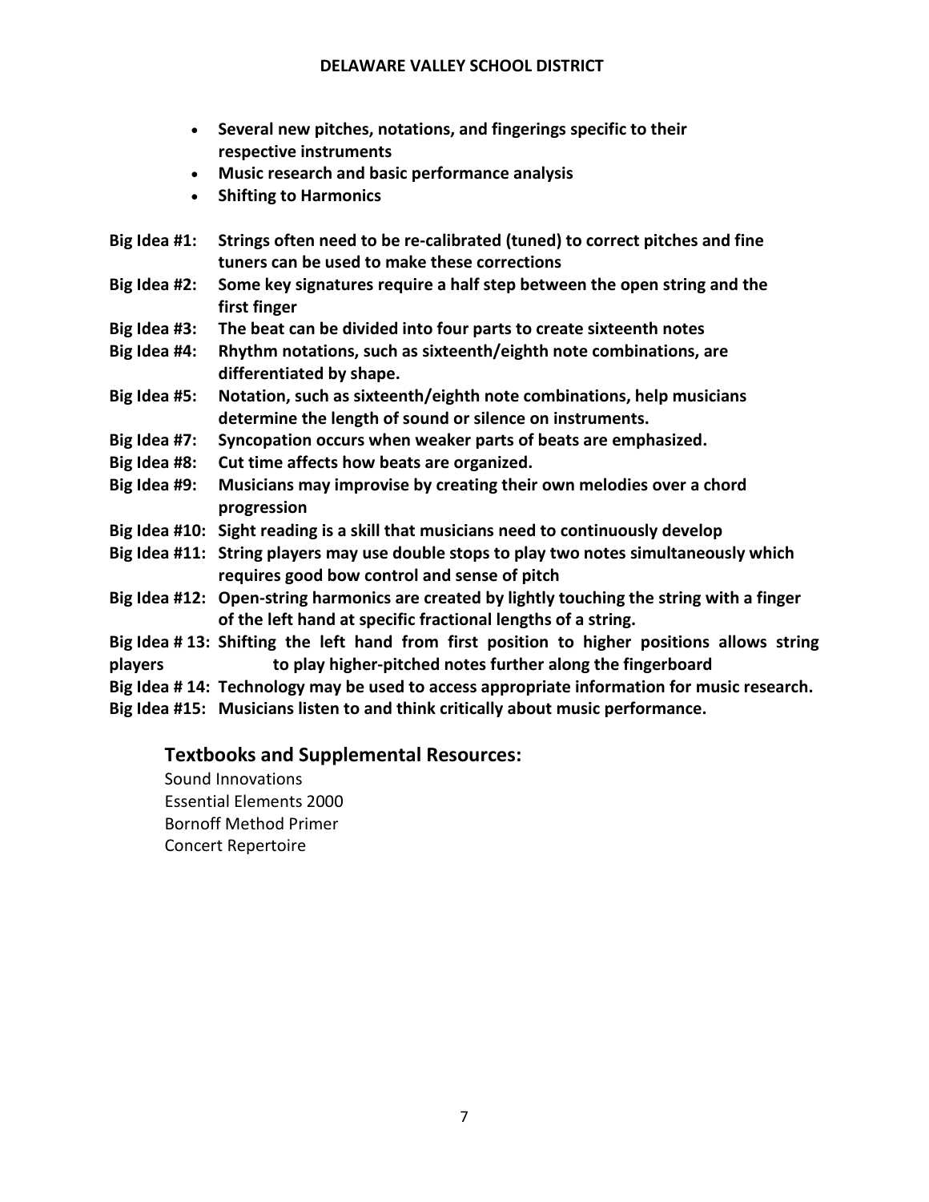- **Several new pitches, notations, and fingerings specific to their respective instruments**
- **Music research and basic performance analysis**
- **Shifting to Harmonics**

**Big Idea #1:** **Strings often need to be re-calibrated (tuned) to correct pitches and fine tuners can be used to make these corrections**

**Big Idea #2:** **Some key signatures require a half step between the open string and the first finger**

**Big Idea #3:** **The beat can be divided into four parts to create sixteenth notes**

**Big Idea #4:** **Rhythm notations, such as sixteenth/eighth note combinations, are differentiated by shape.**

**Big Idea #5:** **Notation, such as sixteenth/eighth note combinations, help musicians determine the length of sound or silence on instruments.**

**Big Idea #7:** **Syncopation occurs when weaker parts of beats are emphasized.**

**Big Idea #8:** **Cut time affects how beats are organized.**

**Big Idea #9:** **Musicians may improvise by creating their own melodies over a chord progression**

**Big Idea #10:** **Sight reading is a skill that musicians need to continuously develop**

**Big Idea #11:** **String players may use double stops to play two notes simultaneously which requires good bow control and sense of pitch**

**Big Idea #12:** **Open-string harmonics are created by lightly touching the string with a finger of the left hand at specific fractional lengths of a string.**

**Big Idea # 13:** **Shifting the left hand from first position to higher positions allows string players to play higher-pitched notes further along the fingerboard**

**Big Idea # 14:** **Technology may be used to access appropriate information for music research.**

**Big Idea #15:** **Musicians listen to and think critically about music performance.**

## Textbooks and Supplemental Resources:

Sound Innovations
Essential Elements 2000
Bornoff Method Primer
Concert Repertoire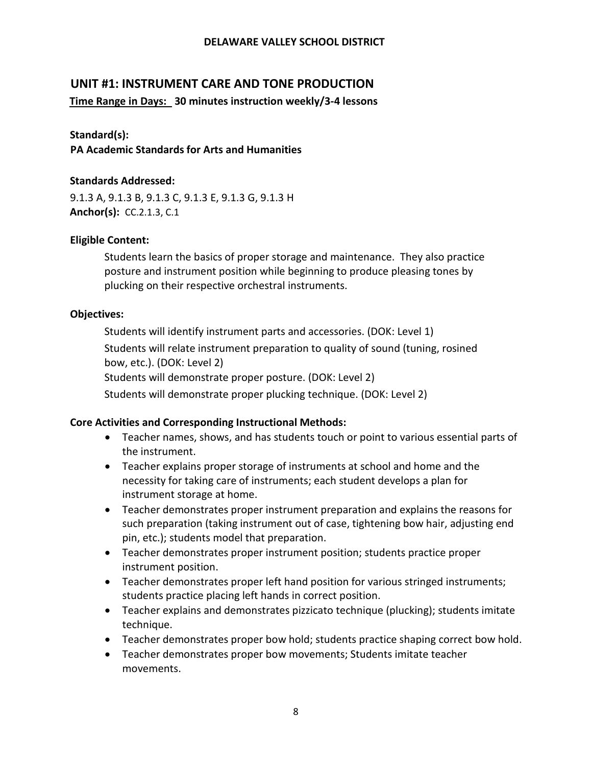## UNIT #1: INSTRUMENT CARE AND TONE PRODUCTION

**Time Range in Days: 30 minutes instruction weekly/3-4 lessons**

**Standard(s):**

**PA Academic Standards for Arts and Humanities**

**Standards Addressed:**

9.1.3 A, 9.1.3 B, 9.1.3 C, 9.1.3 E, 9.1.3 G, 9.1.3 H

**Anchor(s):** CC.2.1.3, C.1

**Eligible Content:**

Students learn the basics of proper storage and maintenance. They also practice posture and instrument position while beginning to produce pleasing tones by plucking on their respective orchestral instruments.

**Objectives:**

Students will identify instrument parts and accessories. (DOK: Level 1)

Students will relate instrument preparation to quality of sound (tuning, rosined bow, etc.). (DOK: Level 2)

Students will demonstrate proper posture. (DOK: Level 2)

Students will demonstrate proper plucking technique. (DOK: Level 2)

**Core Activities and Corresponding Instructional Methods:**

- Teacher names, shows, and has students touch or point to various essential parts of the instrument.
- Teacher explains proper storage of instruments at school and home and the necessity for taking care of instruments; each student develops a plan for instrument storage at home.
- Teacher demonstrates proper instrument preparation and explains the reasons for such preparation (taking instrument out of case, tightening bow hair, adjusting end pin, etc.); students model that preparation.
- Teacher demonstrates proper instrument position; students practice proper instrument position.
- Teacher demonstrates proper left hand position for various stringed instruments; students practice placing left hands in correct position.
- Teacher explains and demonstrates pizzicato technique (plucking); students imitate technique.
- Teacher demonstrates proper bow hold; students practice shaping correct bow hold.
- Teacher demonstrates proper bow movements; Students imitate teacher movements.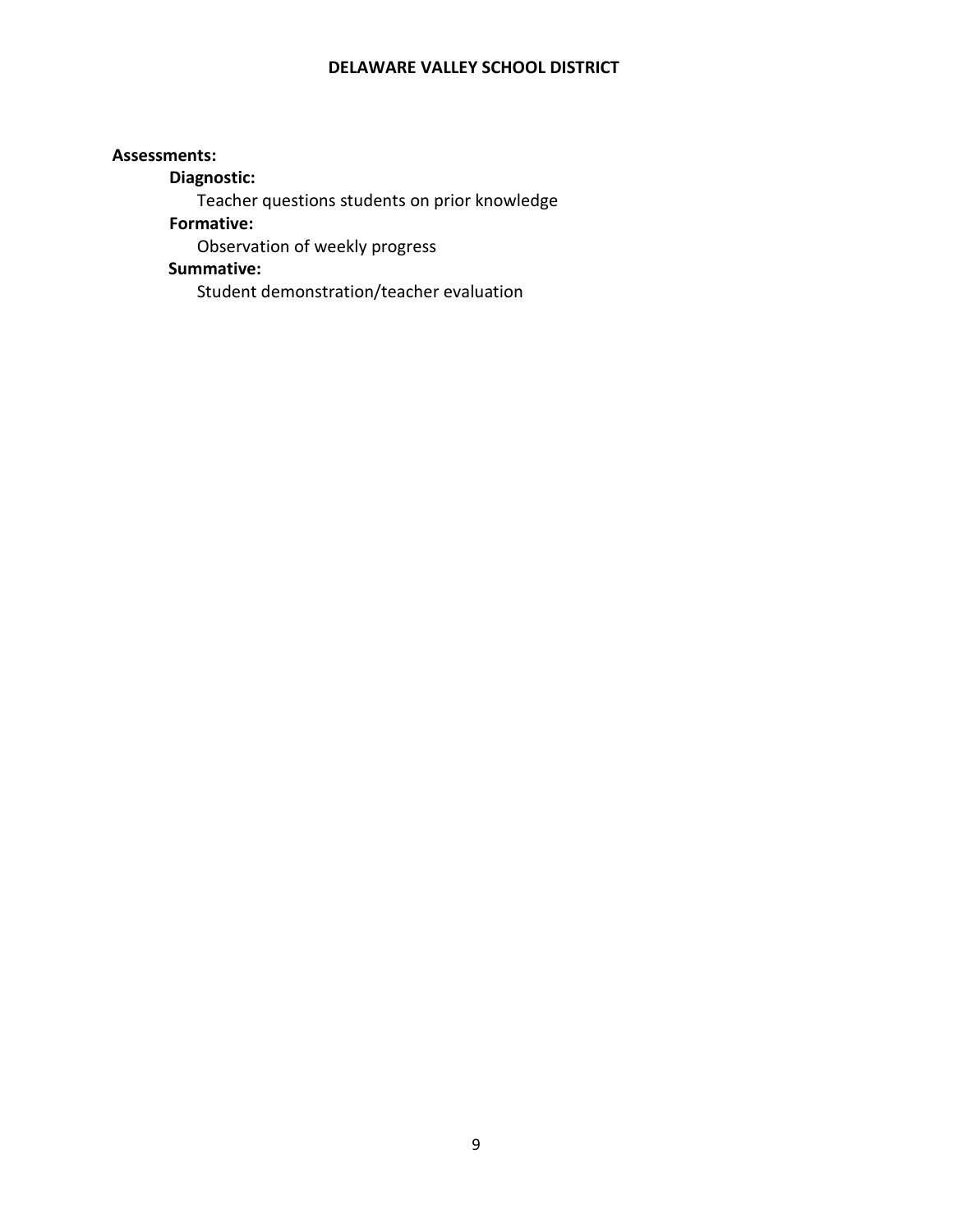**Assessments:**

**Diagnostic:**

Teacher questions students on prior knowledge

**Formative:**

Observation of weekly progress

**Summative:**

Student demonstration/teacher evaluation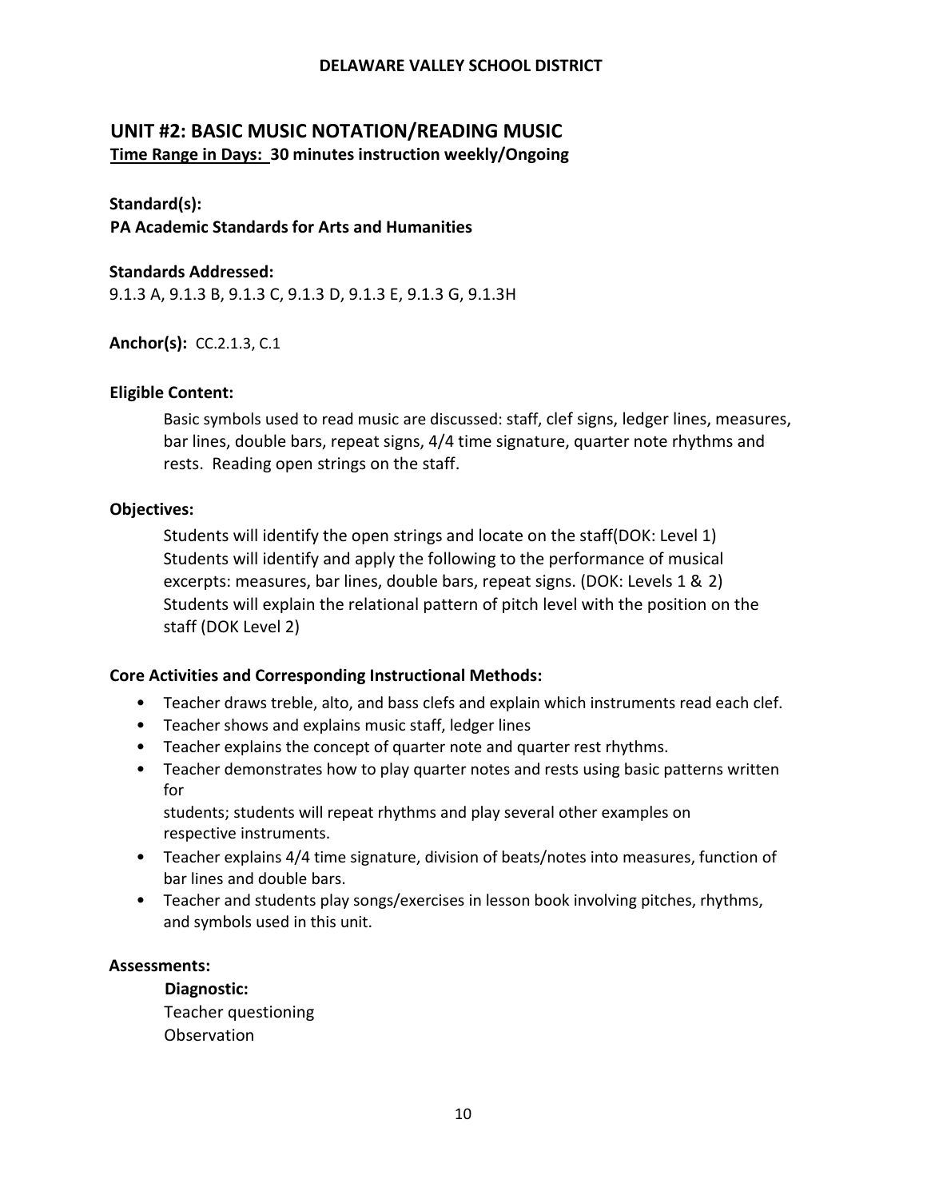# DELAWARE VALLEY SCHOOL DISTRICT

## UNIT #2: BASIC MUSIC NOTATION/READING MUSIC

**Time Range in Days: 30 minutes instruction weekly/Ongoing**

**Standard(s):**
**PA Academic Standards for Arts and Humanities**

**Standards Addressed:**
9.1.3 A, 9.1.3 B, 9.1.3 C, 9.1.3 D, 9.1.3 E, 9.1.3 G, 9.1.3H

**Anchor(s):** CC.2.1.3, C.1

**Eligible Content:**

Basic symbols used to read music are discussed: staff, clef signs, ledger lines, measures, bar lines, double bars, repeat signs, 4/4 time signature, quarter note rhythms and rests. Reading open strings on the staff.

**Objectives:**

Students will identify the open strings and locate on the staff(DOK: Level 1)
Students will identify and apply the following to the performance of musical excerpts: measures, bar lines, double bars, repeat signs. (DOK: Levels 1 & 2)
Students will explain the relational pattern of pitch level with the position on the staff (DOK Level 2)

**Core Activities and Corresponding Instructional Methods:**

- Teacher draws treble, alto, and bass clefs and explain which instruments read each clef.
- Teacher shows and explains music staff, ledger lines
- Teacher explains the concept of quarter note and quarter rest rhythms.
- Teacher demonstrates how to play quarter notes and rests using basic patterns written for
  students; students will repeat rhythms and play several other examples on respective instruments.
- Teacher explains 4/4 time signature, division of beats/notes into measures, function of bar lines and double bars.
- Teacher and students play songs/exercises in lesson book involving pitches, rhythms, and symbols used in this unit.

**Assessments:**

**Diagnostic:**
Teacher questioning
Observation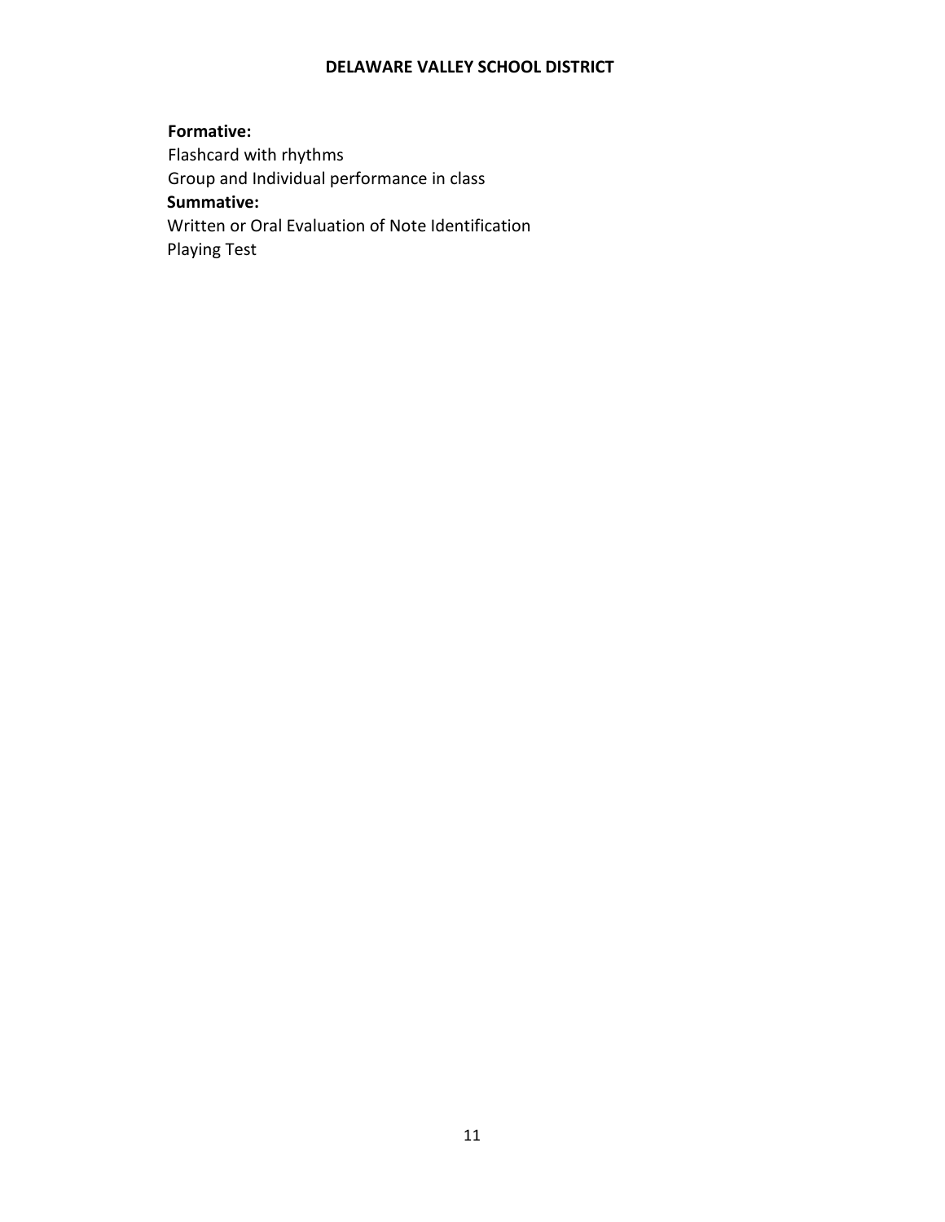**Formative:**
Flashcard with rhythms
Group and Individual performance in class
**Summative:**
Written or Oral Evaluation of Note Identification
Playing Test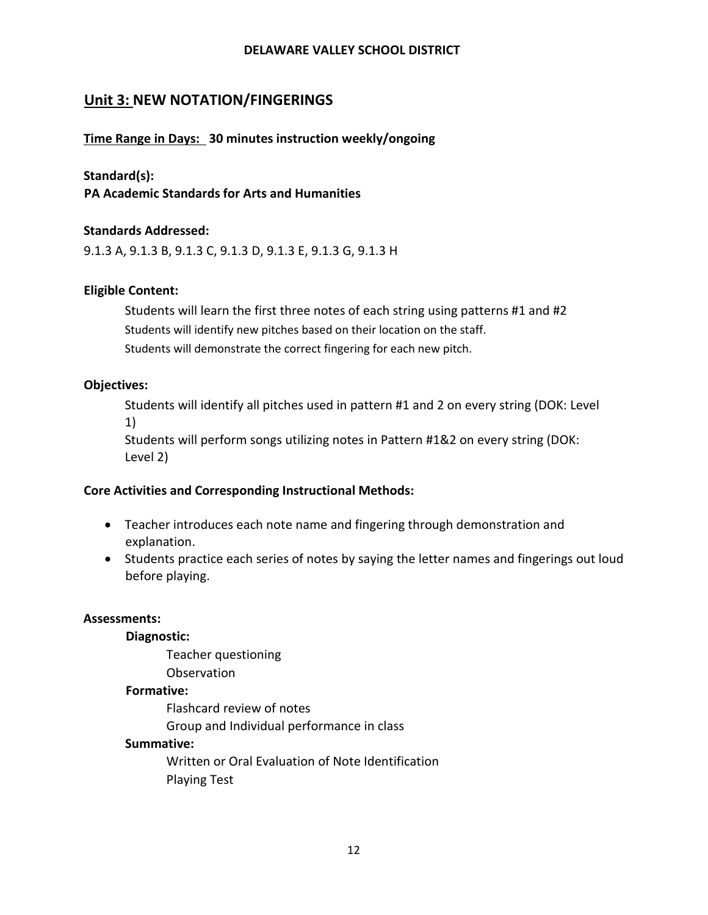## Unit 3: NEW NOTATION/FINGERINGS

**Time Range in Days: 30 minutes instruction weekly/ongoing**

**Standard(s):**
**PA Academic Standards for Arts and Humanities**

**Standards Addressed:**
9.1.3 A, 9.1.3 B, 9.1.3 C, 9.1.3 D, 9.1.3 E, 9.1.3 G, 9.1.3 H

**Eligible Content:**

Students will learn the first three notes of each string using patterns #1 and #2
Students will identify new pitches based on their location on the staff.
Students will demonstrate the correct fingering for each new pitch.

**Objectives:**

Students will identify all pitches used in pattern #1 and 2 on every string (DOK: Level 1)
Students will perform songs utilizing notes in Pattern #1&2 on every string (DOK: Level 2)

**Core Activities and Corresponding Instructional Methods:**

- Teacher introduces each note name and fingering through demonstration and explanation.
- Students practice each series of notes by saying the letter names and fingerings out loud before playing.

**Assessments:**

**Diagnostic:**
Teacher questioning
Observation

**Formative:**
Flashcard review of notes
Group and Individual performance in class

**Summative:**
Written or Oral Evaluation of Note Identification
Playing Test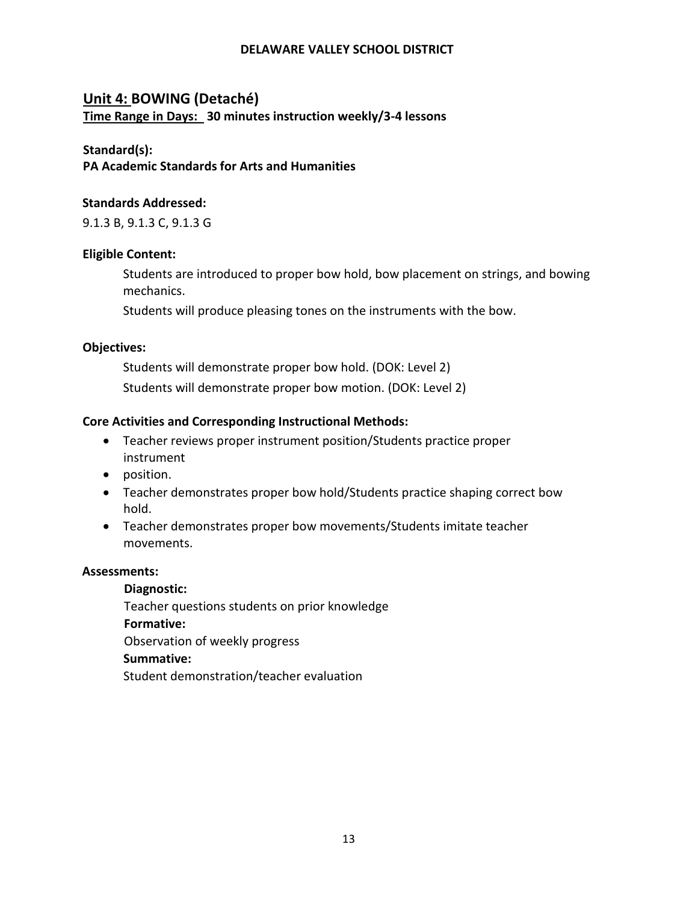## Unit 4: BOWING (Detaché)

**Time Range in Days: 30 minutes instruction weekly/3-4 lessons**

**Standard(s):**
**PA Academic Standards for Arts and Humanities**

**Standards Addressed:**

9.1.3 B, 9.1.3 C, 9.1.3 G

**Eligible Content:**

Students are introduced to proper bow hold, bow placement on strings, and bowing mechanics.

Students will produce pleasing tones on the instruments with the bow.

**Objectives:**

Students will demonstrate proper bow hold. (DOK: Level 2)

Students will demonstrate proper bow motion. (DOK: Level 2)

**Core Activities and Corresponding Instructional Methods:**

- Teacher reviews proper instrument position/Students practice proper instrument
- position.
- Teacher demonstrates proper bow hold/Students practice shaping correct bow hold.
- Teacher demonstrates proper bow movements/Students imitate teacher movements.

**Assessments:**

**Diagnostic:**
Teacher questions students on prior knowledge

**Formative:**
Observation of weekly progress

**Summative:**
Student demonstration/teacher evaluation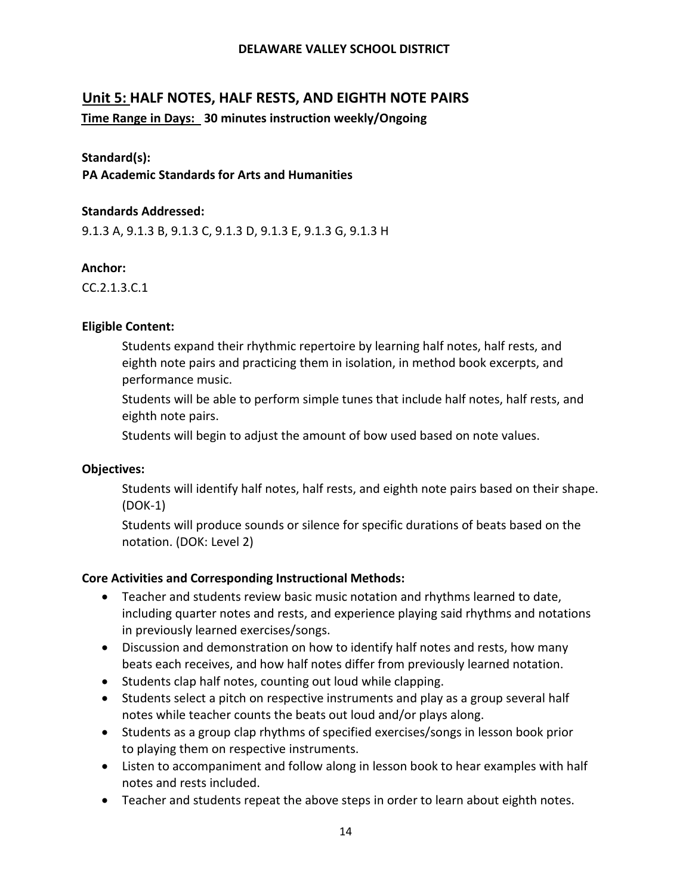## Unit 5: HALF NOTES, HALF RESTS, AND EIGHTH NOTE PAIRS

**Time Range in Days: 30 minutes instruction weekly/Ongoing**

**Standard(s):**
**PA Academic Standards for Arts and Humanities**

**Standards Addressed:**
9.1.3 A, 9.1.3 B, 9.1.3 C, 9.1.3 D, 9.1.3 E, 9.1.3 G, 9.1.3 H

**Anchor:**
CC.2.1.3.C.1

**Eligible Content:**

Students expand their rhythmic repertoire by learning half notes, half rests, and eighth note pairs and practicing them in isolation, in method book excerpts, and performance music.

Students will be able to perform simple tunes that include half notes, half rests, and eighth note pairs.

Students will begin to adjust the amount of bow used based on note values.

**Objectives:**

Students will identify half notes, half rests, and eighth note pairs based on their shape. (DOK-1)

Students will produce sounds or silence for specific durations of beats based on the notation. (DOK: Level 2)

**Core Activities and Corresponding Instructional Methods:**

- Teacher and students review basic music notation and rhythms learned to date, including quarter notes and rests, and experience playing said rhythms and notations in previously learned exercises/songs.
- Discussion and demonstration on how to identify half notes and rests, how many beats each receives, and how half notes differ from previously learned notation.
- Students clap half notes, counting out loud while clapping.
- Students select a pitch on respective instruments and play as a group several half notes while teacher counts the beats out loud and/or plays along.
- Students as a group clap rhythms of specified exercises/songs in lesson book prior to playing them on respective instruments.
- Listen to accompaniment and follow along in lesson book to hear examples with half notes and rests included.
- Teacher and students repeat the above steps in order to learn about eighth notes.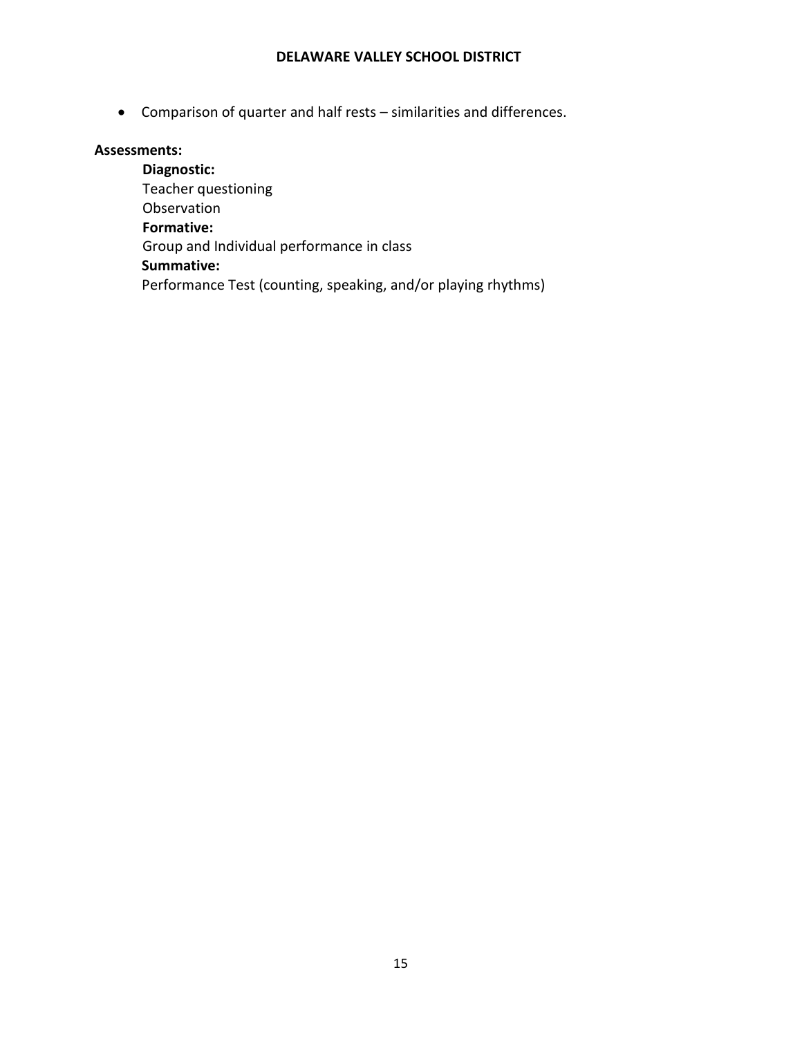- Comparison of quarter and half rests – similarities and differences.

**Assessments:**

**Diagnostic:**
Teacher questioning
Observation

**Formative:**
Group and Individual performance in class

**Summative:**
Performance Test (counting, speaking, and/or playing rhythms)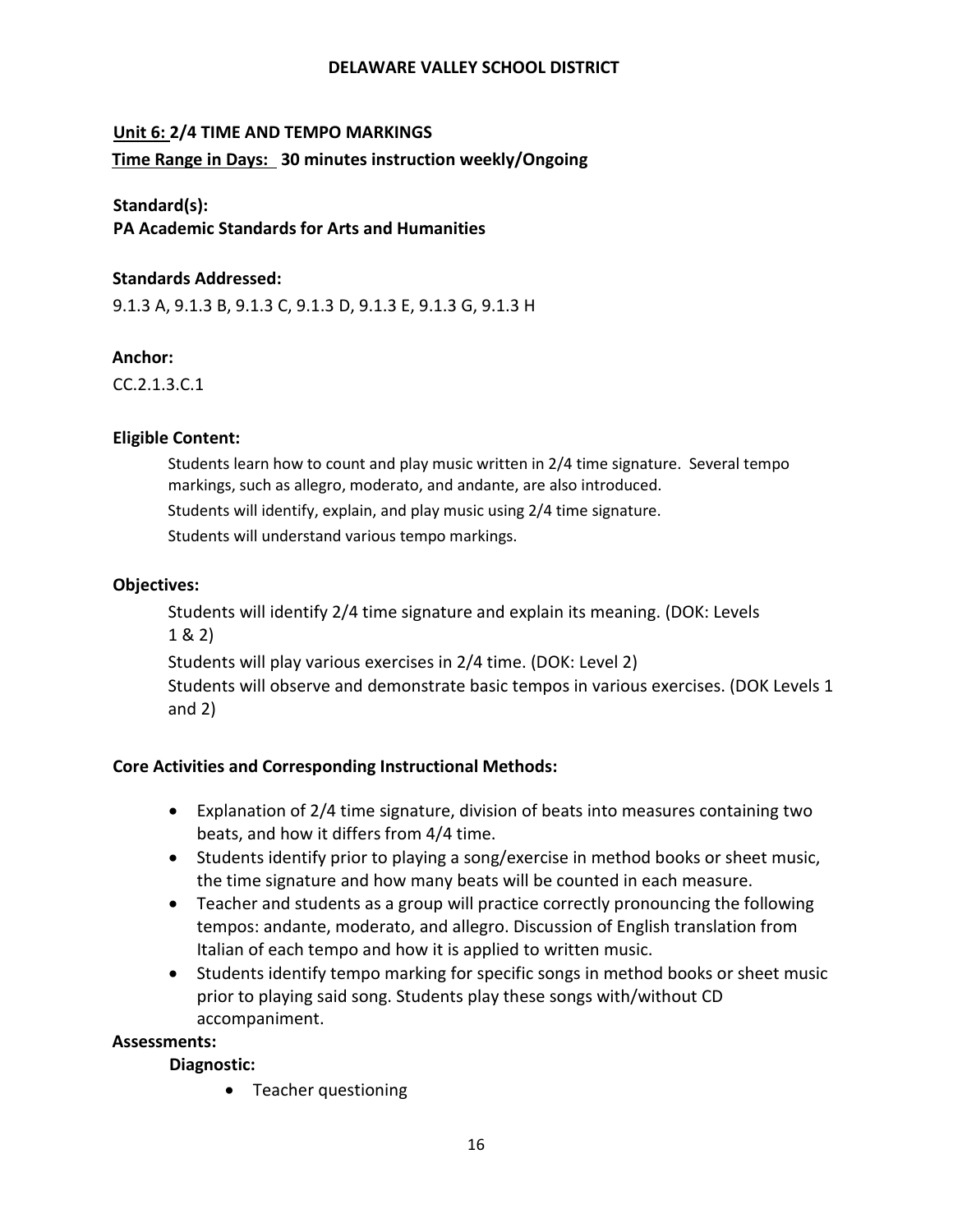**Unit 6: 2/4 TIME AND TEMPO MARKINGS**

**Time Range in Days: 30 minutes instruction weekly/Ongoing**

**Standard(s):**
**PA Academic Standards for Arts and Humanities**

**Standards Addressed:**

9.1.3 A, 9.1.3 B, 9.1.3 C, 9.1.3 D, 9.1.3 E, 9.1.3 G, 9.1.3 H

**Anchor:**

CC.2.1.3.C.1

**Eligible Content:**

Students learn how to count and play music written in 2/4 time signature. Several tempo markings, such as allegro, moderato, and andante, are also introduced.

Students will identify, explain, and play music using 2/4 time signature.

Students will understand various tempo markings.

**Objectives:**

Students will identify 2/4 time signature and explain its meaning. (DOK: Levels 1 & 2)

Students will play various exercises in 2/4 time. (DOK: Level 2)

Students will observe and demonstrate basic tempos in various exercises. (DOK Levels 1 and 2)

**Core Activities and Corresponding Instructional Methods:**

- Explanation of 2/4 time signature, division of beats into measures containing two beats, and how it differs from 4/4 time.
- Students identify prior to playing a song/exercise in method books or sheet music, the time signature and how many beats will be counted in each measure.
- Teacher and students as a group will practice correctly pronouncing the following tempos: andante, moderato, and allegro. Discussion of English translation from Italian of each tempo and how it is applied to written music.
- Students identify tempo marking for specific songs in method books or sheet music prior to playing said song. Students play these songs with/without CD accompaniment.

**Assessments:**

**Diagnostic:**

- Teacher questioning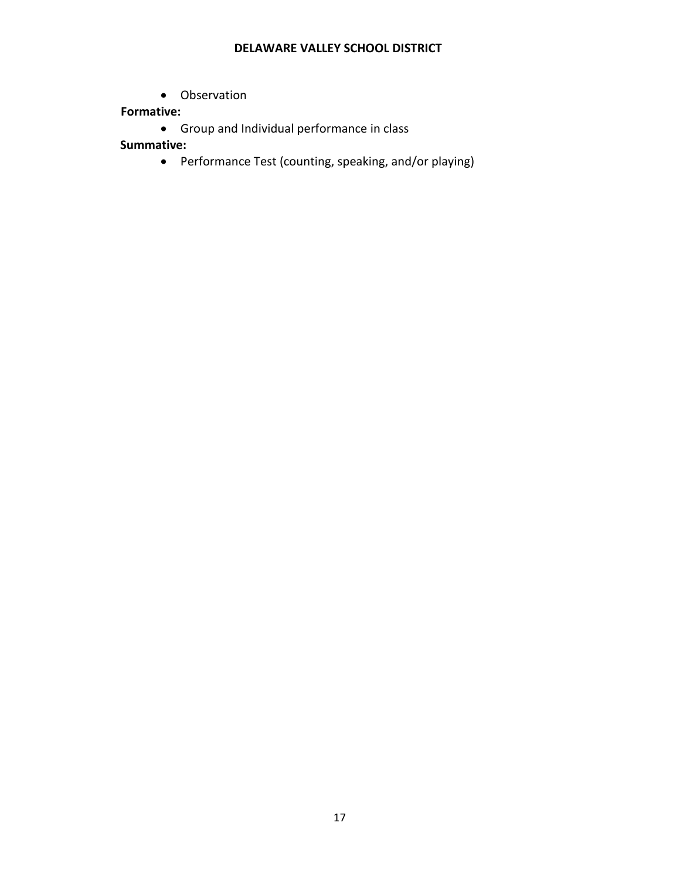- Observation

**Formative:**

- Group and Individual performance in class

**Summative:**

- Performance Test (counting, speaking, and/or playing)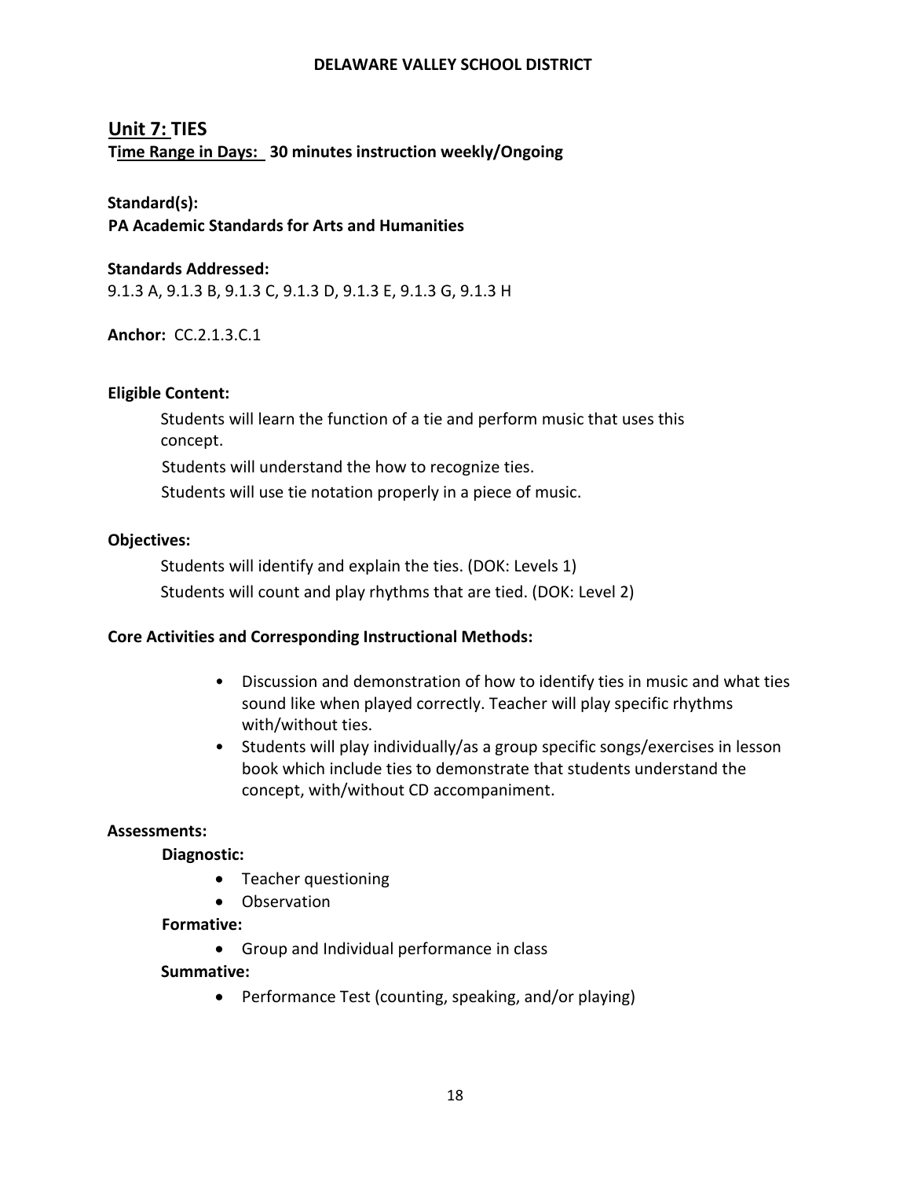## Unit 7: TIES

**Time Range in Days: 30 minutes instruction weekly/Ongoing**

**Standard(s):**

**PA Academic Standards for Arts and Humanities**

**Standards Addressed:**

9.1.3 A, 9.1.3 B, 9.1.3 C, 9.1.3 D, 9.1.3 E, 9.1.3 G, 9.1.3 H

**Anchor:** CC.2.1.3.C.1

**Eligible Content:**

Students will learn the function of a tie and perform music that uses this concept.

Students will understand the how to recognize ties.

Students will use tie notation properly in a piece of music.

**Objectives:**

Students will identify and explain the ties. (DOK: Levels 1)

Students will count and play rhythms that are tied. (DOK: Level 2)

**Core Activities and Corresponding Instructional Methods:**

- Discussion and demonstration of how to identify ties in music and what ties sound like when played correctly. Teacher will play specific rhythms with/without ties.
- Students will play individually/as a group specific songs/exercises in lesson book which include ties to demonstrate that students understand the concept, with/without CD accompaniment.

**Assessments:**

**Diagnostic:**

- Teacher questioning
- Observation

**Formative:**

- Group and Individual performance in class

**Summative:**

- Performance Test (counting, speaking, and/or playing)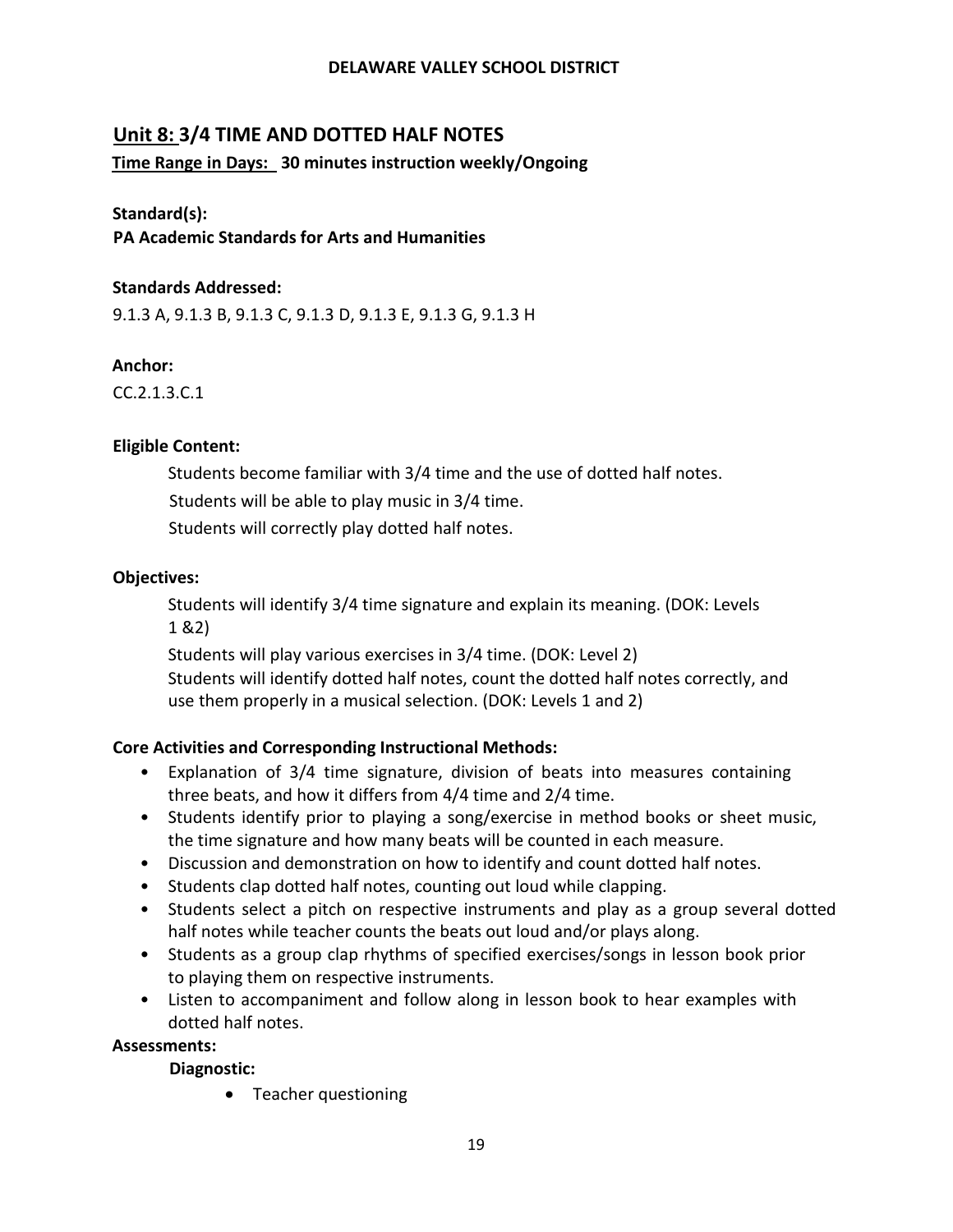## Unit 8: 3/4 TIME AND DOTTED HALF NOTES

**Time Range in Days: 30 minutes instruction weekly/Ongoing**

**Standard(s):**

**PA Academic Standards for Arts and Humanities**

**Standards Addressed:**

9.1.3 A, 9.1.3 B, 9.1.3 C, 9.1.3 D, 9.1.3 E, 9.1.3 G, 9.1.3 H

**Anchor:**

CC.2.1.3.C.1

**Eligible Content:**

Students become familiar with 3/4 time and the use of dotted half notes.

Students will be able to play music in 3/4 time.

Students will correctly play dotted half notes.

**Objectives:**

Students will identify 3/4 time signature and explain its meaning. (DOK: Levels 1 &2)

Students will play various exercises in 3/4 time. (DOK: Level 2)

Students will identify dotted half notes, count the dotted half notes correctly, and use them properly in a musical selection. (DOK: Levels 1 and 2)

**Core Activities and Corresponding Instructional Methods:**

- Explanation of 3/4 time signature, division of beats into measures containing three beats, and how it differs from 4/4 time and 2/4 time.
- Students identify prior to playing a song/exercise in method books or sheet music, the time signature and how many beats will be counted in each measure.
- Discussion and demonstration on how to identify and count dotted half notes.
- Students clap dotted half notes, counting out loud while clapping.
- Students select a pitch on respective instruments and play as a group several dotted half notes while teacher counts the beats out loud and/or plays along.
- Students as a group clap rhythms of specified exercises/songs in lesson book prior to playing them on respective instruments.
- Listen to accompaniment and follow along in lesson book to hear examples with dotted half notes.

**Assessments:**

**Diagnostic:**

- Teacher questioning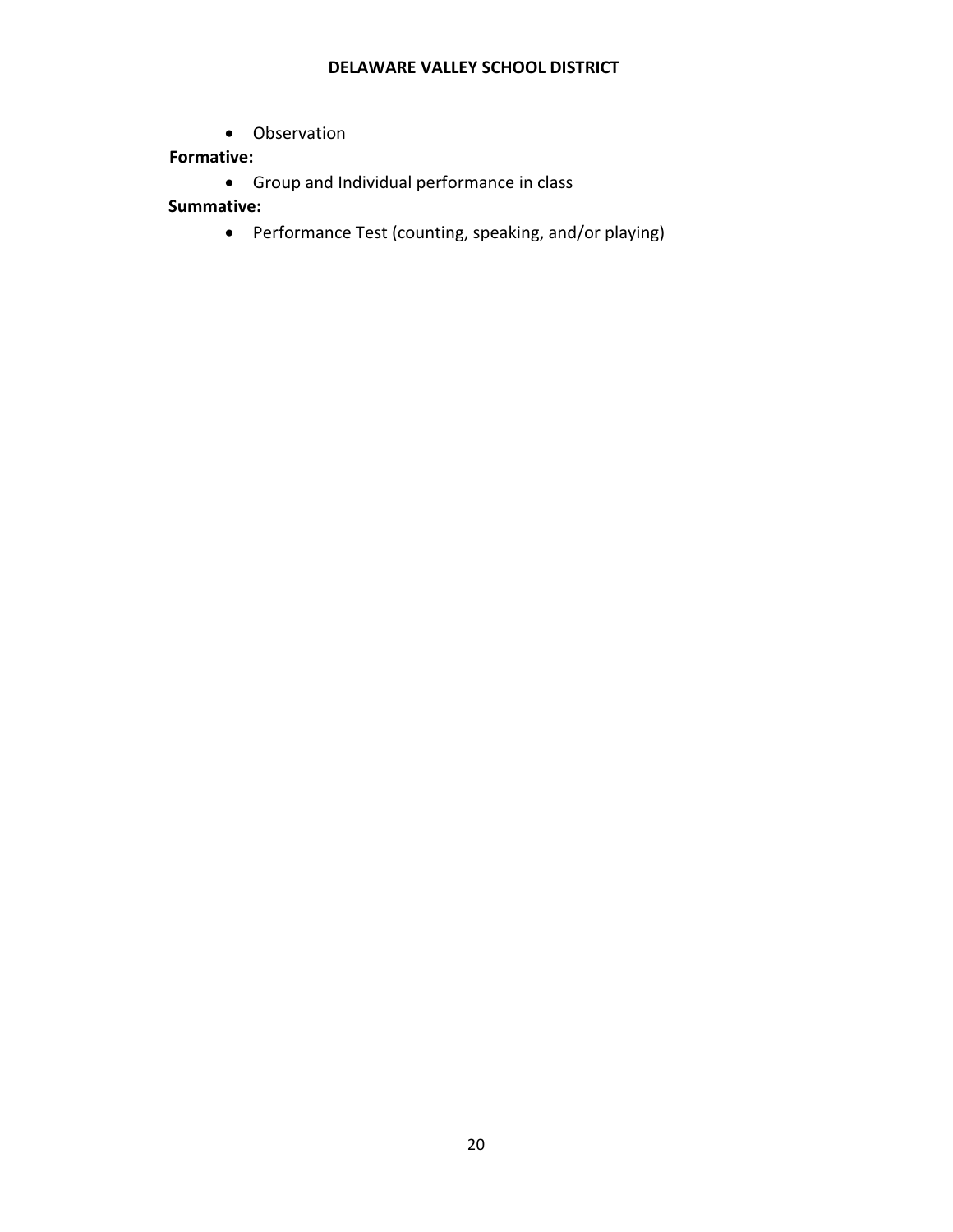- Observation

**Formative:**

- Group and Individual performance in class

**Summative:**

- Performance Test (counting, speaking, and/or playing)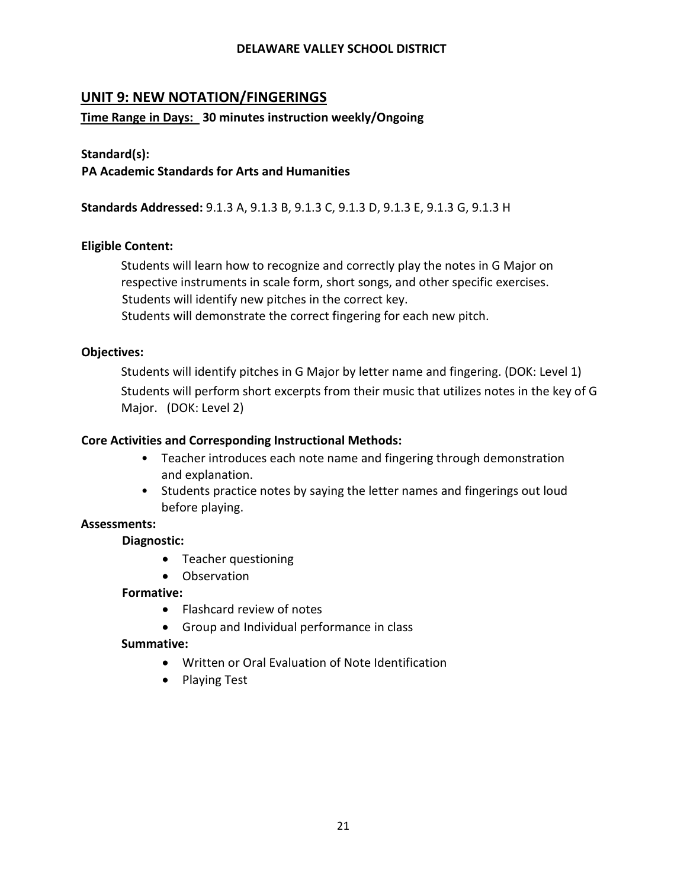## UNIT 9: NEW NOTATION/FINGERINGS

**Time Range in Days: 30 minutes instruction weekly/Ongoing**

**Standard(s):**

**PA Academic Standards for Arts and Humanities**

**Standards Addressed:** 9.1.3 A, 9.1.3 B, 9.1.3 C, 9.1.3 D, 9.1.3 E, 9.1.3 G, 9.1.3 H

**Eligible Content:**

Students will learn how to recognize and correctly play the notes in G Major on respective instruments in scale form, short songs, and other specific exercises.
Students will identify new pitches in the correct key.
Students will demonstrate the correct fingering for each new pitch.

**Objectives:**

Students will identify pitches in G Major by letter name and fingering. (DOK: Level 1)
Students will perform short excerpts from their music that utilizes notes in the key of G Major. (DOK: Level 2)

**Core Activities and Corresponding Instructional Methods:**

- Teacher introduces each note name and fingering through demonstration and explanation.
- Students practice notes by saying the letter names and fingerings out loud before playing.

**Assessments:**

**Diagnostic:**

- Teacher questioning
- Observation

**Formative:**

- Flashcard review of notes
- Group and Individual performance in class

**Summative:**

- Written or Oral Evaluation of Note Identification
- Playing Test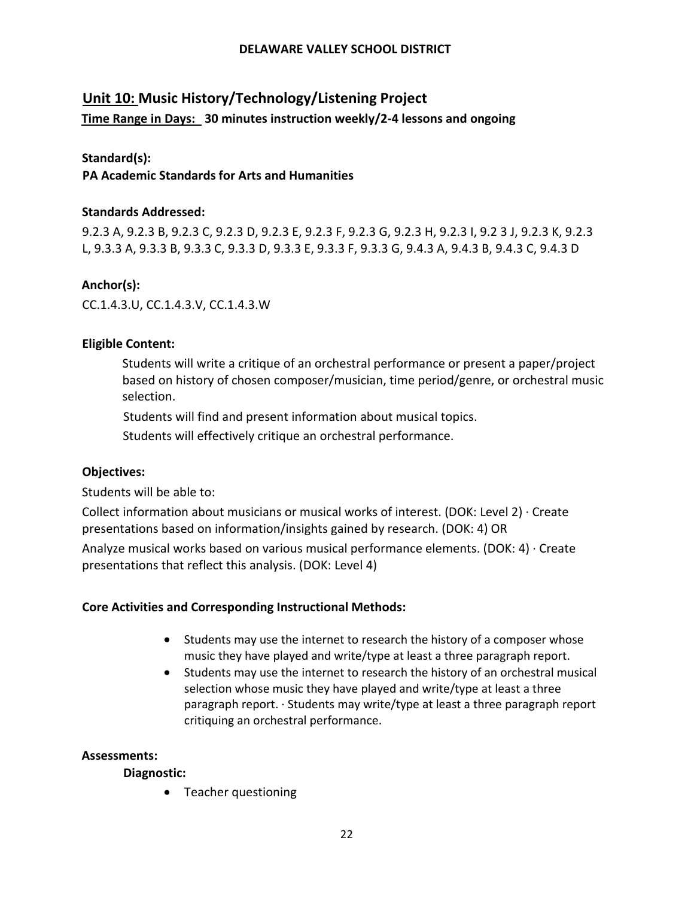**DELAWARE VALLEY SCHOOL DISTRICT**

## Unit 10: Music History/Technology/Listening Project

**Time Range in Days: 30 minutes instruction weekly/2-4 lessons and ongoing**

**Standard(s):**

**PA Academic Standards for Arts and Humanities**

**Standards Addressed:**

9.2.3 A, 9.2.3 B, 9.2.3 C, 9.2.3 D, 9.2.3 E, 9.2.3 F, 9.2.3 G, 9.2.3 H, 9.2.3 I, 9.2 3 J, 9.2.3 K, 9.2.3 L, 9.3.3 A, 9.3.3 B, 9.3.3 C, 9.3.3 D, 9.3.3 E, 9.3.3 F, 9.3.3 G, 9.4.3 A, 9.4.3 B, 9.4.3 C, 9.4.3 D

**Anchor(s):**

CC.1.4.3.U, CC.1.4.3.V, CC.1.4.3.W

**Eligible Content:**

Students will write a critique of an orchestral performance or present a paper/project based on history of chosen composer/musician, time period/genre, or orchestral music selection.

Students will find and present information about musical topics.

Students will effectively critique an orchestral performance.

**Objectives:**

Students will be able to:

Collect information about musicians or musical works of interest. (DOK: Level 2) · Create presentations based on information/insights gained by research. (DOK: 4) OR

Analyze musical works based on various musical performance elements. (DOK: 4) · Create presentations that reflect this analysis. (DOK: Level 4)

**Core Activities and Corresponding Instructional Methods:**

- Students may use the internet to research the history of a composer whose music they have played and write/type at least a three paragraph report.
- Students may use the internet to research the history of an orchestral musical selection whose music they have played and write/type at least a three paragraph report. · Students may write/type at least a three paragraph report critiquing an orchestral performance.

**Assessments:**

**Diagnostic:**

- Teacher questioning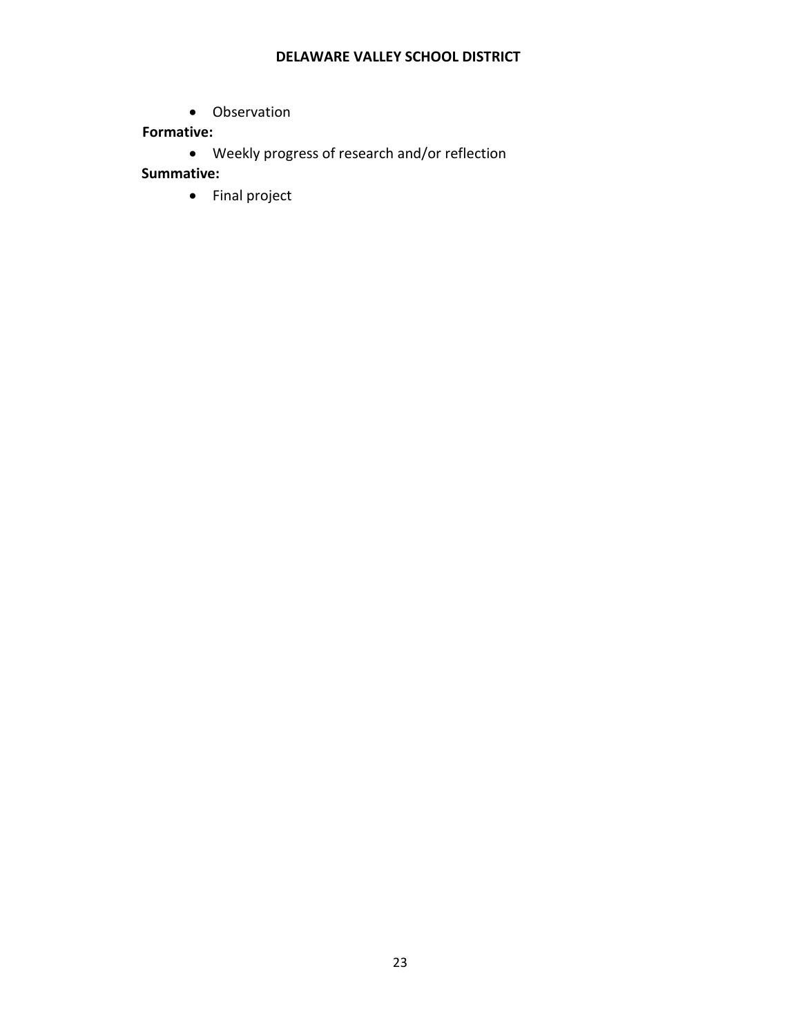- Observation

**Formative:**

- Weekly progress of research and/or reflection

**Summative:**

- Final project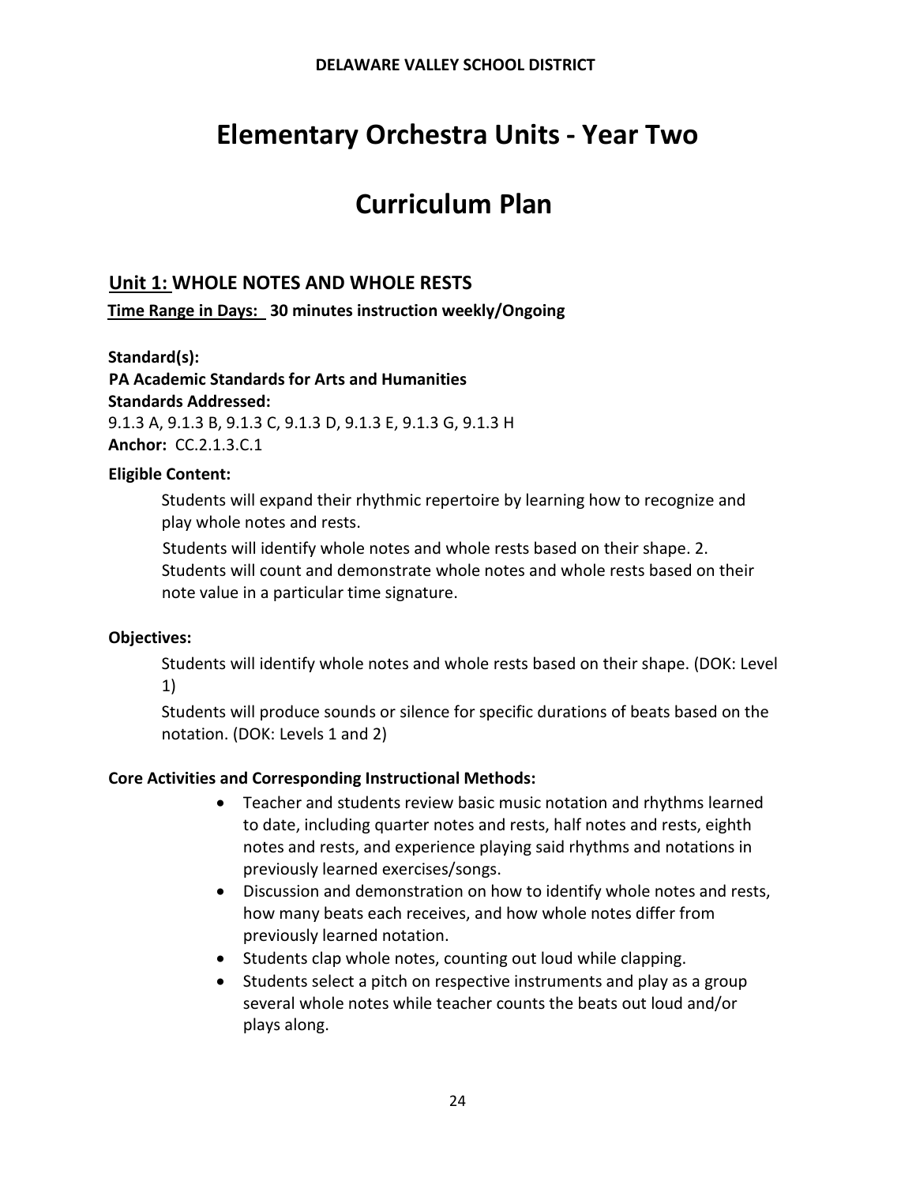**DELAWARE VALLEY SCHOOL DISTRICT**

# Elementary Orchestra Units - Year Two

# Curriculum Plan

## Unit 1: WHOLE NOTES AND WHOLE RESTS

**Time Range in Days: 30 minutes instruction weekly/Ongoing**

**Standard(s):**
**PA Academic Standards for Arts and Humanities**
**Standards Addressed:**
9.1.3 A, 9.1.3 B, 9.1.3 C, 9.1.3 D, 9.1.3 E, 9.1.3 G, 9.1.3 H
**Anchor:** CC.2.1.3.C.1

**Eligible Content:**

Students will expand their rhythmic repertoire by learning how to recognize and play whole notes and rests.

Students will identify whole notes and whole rests based on their shape. 2. Students will count and demonstrate whole notes and whole rests based on their note value in a particular time signature.

**Objectives:**

Students will identify whole notes and whole rests based on their shape. (DOK: Level 1)

Students will produce sounds or silence for specific durations of beats based on the notation. (DOK: Levels 1 and 2)

**Core Activities and Corresponding Instructional Methods:**

- Teacher and students review basic music notation and rhythms learned to date, including quarter notes and rests, half notes and rests, eighth notes and rests, and experience playing said rhythms and notations in previously learned exercises/songs.
- Discussion and demonstration on how to identify whole notes and rests, how many beats each receives, and how whole notes differ from previously learned notation.
- Students clap whole notes, counting out loud while clapping.
- Students select a pitch on respective instruments and play as a group several whole notes while teacher counts the beats out loud and/or plays along.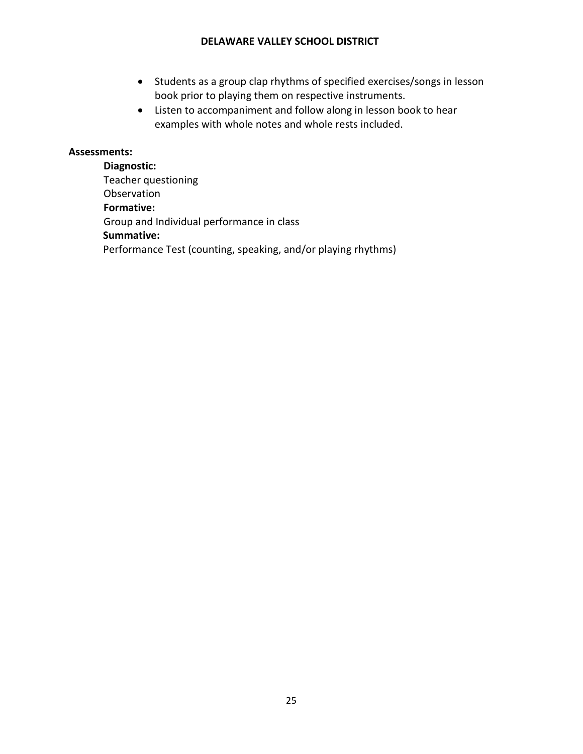- Students as a group clap rhythms of specified exercises/songs in lesson book prior to playing them on respective instruments.
- Listen to accompaniment and follow along in lesson book to hear examples with whole notes and whole rests included.

**Assessments:**

**Diagnostic:**
Teacher questioning
Observation

**Formative:**
Group and Individual performance in class

**Summative:**
Performance Test (counting, speaking, and/or playing rhythms)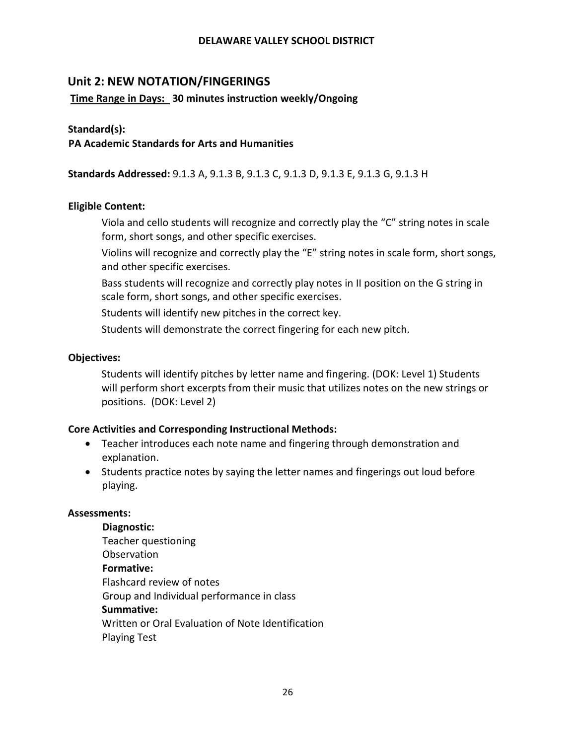## Unit 2: NEW NOTATION/FINGERINGS

**Time Range in Days: 30 minutes instruction weekly/Ongoing**

**Standard(s):**
**PA Academic Standards for Arts and Humanities**

**Standards Addressed:** 9.1.3 A, 9.1.3 B, 9.1.3 C, 9.1.3 D, 9.1.3 E, 9.1.3 G, 9.1.3 H

**Eligible Content:**

Viola and cello students will recognize and correctly play the "C" string notes in scale form, short songs, and other specific exercises.

Violins will recognize and correctly play the "E" string notes in scale form, short songs, and other specific exercises.

Bass students will recognize and correctly play notes in II position on the G string in scale form, short songs, and other specific exercises.

Students will identify new pitches in the correct key.

Students will demonstrate the correct fingering for each new pitch.

**Objectives:**

Students will identify pitches by letter name and fingering. (DOK: Level 1) Students will perform short excerpts from their music that utilizes notes on the new strings or positions. (DOK: Level 2)

**Core Activities and Corresponding Instructional Methods:**

- Teacher introduces each note name and fingering through demonstration and explanation.
- Students practice notes by saying the letter names and fingerings out loud before playing.

**Assessments:**

**Diagnostic:**
Teacher questioning
Observation

**Formative:**
Flashcard review of notes
Group and Individual performance in class

**Summative:**
Written or Oral Evaluation of Note Identification
Playing Test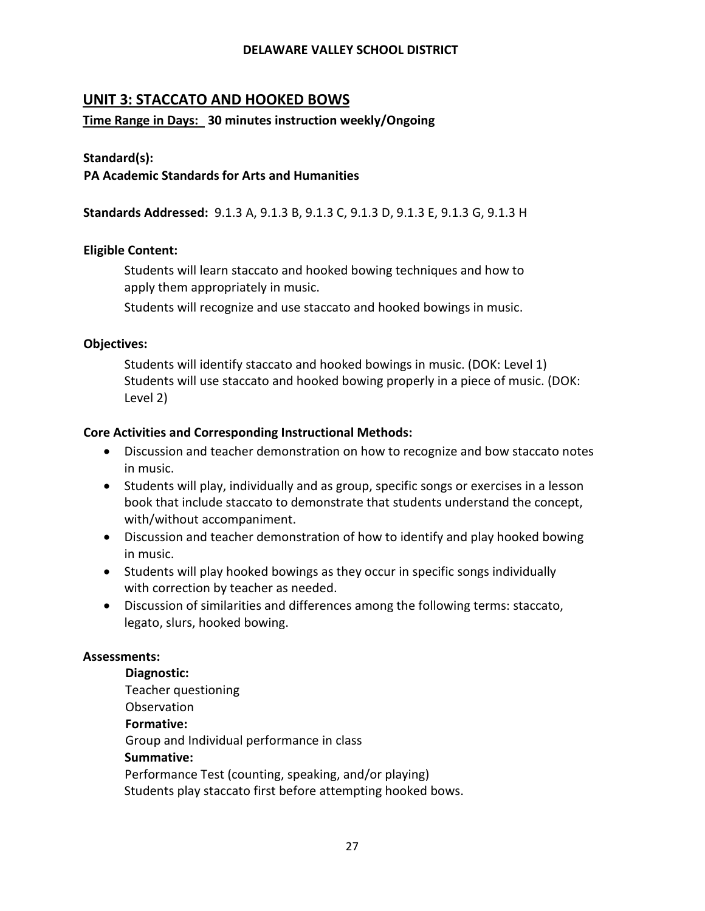## UNIT 3: STACCATO AND HOOKED BOWS

**Time Range in Days: 30 minutes instruction weekly/Ongoing**

**Standard(s):**
**PA Academic Standards for Arts and Humanities**

**Standards Addressed:** 9.1.3 A, 9.1.3 B, 9.1.3 C, 9.1.3 D, 9.1.3 E, 9.1.3 G, 9.1.3 H

**Eligible Content:**

Students will learn staccato and hooked bowing techniques and how to apply them appropriately in music.

Students will recognize and use staccato and hooked bowings in music.

**Objectives:**

Students will identify staccato and hooked bowings in music. (DOK: Level 1)
Students will use staccato and hooked bowing properly in a piece of music. (DOK: Level 2)

**Core Activities and Corresponding Instructional Methods:**

- Discussion and teacher demonstration on how to recognize and bow staccato notes in music.
- Students will play, individually and as group, specific songs or exercises in a lesson book that include staccato to demonstrate that students understand the concept, with/without accompaniment.
- Discussion and teacher demonstration of how to identify and play hooked bowing in music.
- Students will play hooked bowings as they occur in specific songs individually with correction by teacher as needed.
- Discussion of similarities and differences among the following terms: staccato, legato, slurs, hooked bowing.

**Assessments:**

**Diagnostic:**
Teacher questioning
Observation

**Formative:**
Group and Individual performance in class

**Summative:**
Performance Test (counting, speaking, and/or playing)
Students play staccato first before attempting hooked bows.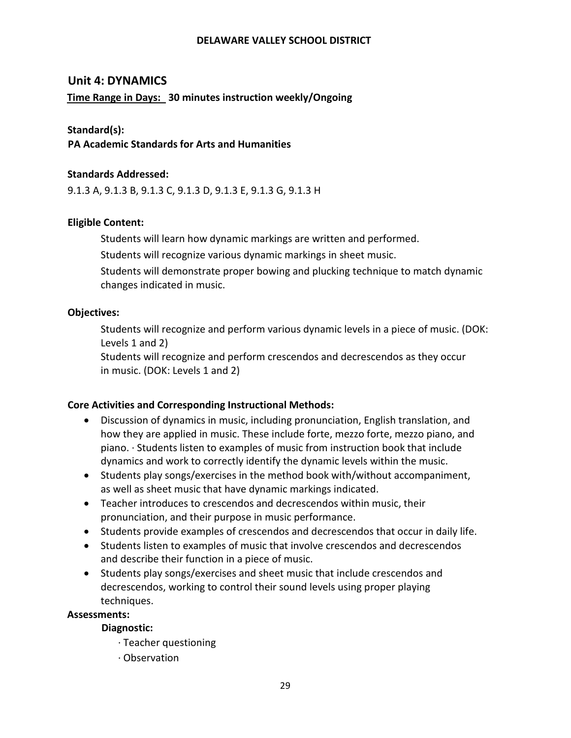## Unit 4: DYNAMICS

**Time Range in Days: 30 minutes instruction weekly/Ongoing**

**Standard(s):**
**PA Academic Standards for Arts and Humanities**

**Standards Addressed:**

9.1.3 A, 9.1.3 B, 9.1.3 C, 9.1.3 D, 9.1.3 E, 9.1.3 G, 9.1.3 H

**Eligible Content:**

Students will learn how dynamic markings are written and performed.

Students will recognize various dynamic markings in sheet music.

Students will demonstrate proper bowing and plucking technique to match dynamic changes indicated in music.

**Objectives:**

Students will recognize and perform various dynamic levels in a piece of music. (DOK: Levels 1 and 2)

Students will recognize and perform crescendos and decrescendos as they occur in music. (DOK: Levels 1 and 2)

**Core Activities and Corresponding Instructional Methods:**

- Discussion of dynamics in music, including pronunciation, English translation, and how they are applied in music. These include forte, mezzo forte, mezzo piano, and piano. · Students listen to examples of music from instruction book that include dynamics and work to correctly identify the dynamic levels within the music.
- Students play songs/exercises in the method book with/without accompaniment, as well as sheet music that have dynamic markings indicated.
- Teacher introduces to crescendos and decrescendos within music, their pronunciation, and their purpose in music performance.
- Students provide examples of crescendos and decrescendos that occur in daily life.
- Students listen to examples of music that involve crescendos and decrescendos and describe their function in a piece of music.
- Students play songs/exercises and sheet music that include crescendos and decrescendos, working to control their sound levels using proper playing techniques.

**Assessments:**

**Diagnostic:**

· Teacher questioning

· Observation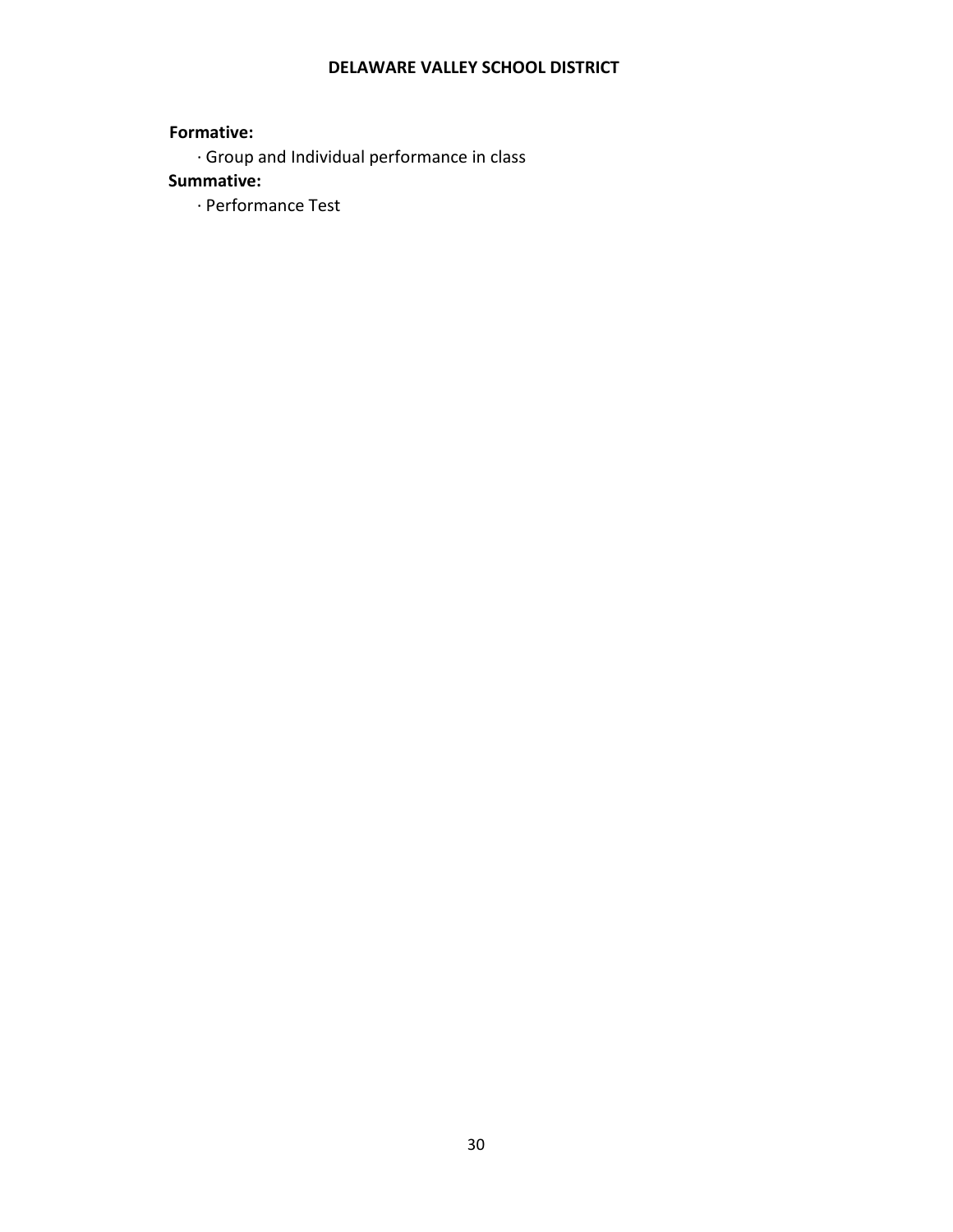**Formative:**

· Group and Individual performance in class

**Summative:**

· Performance Test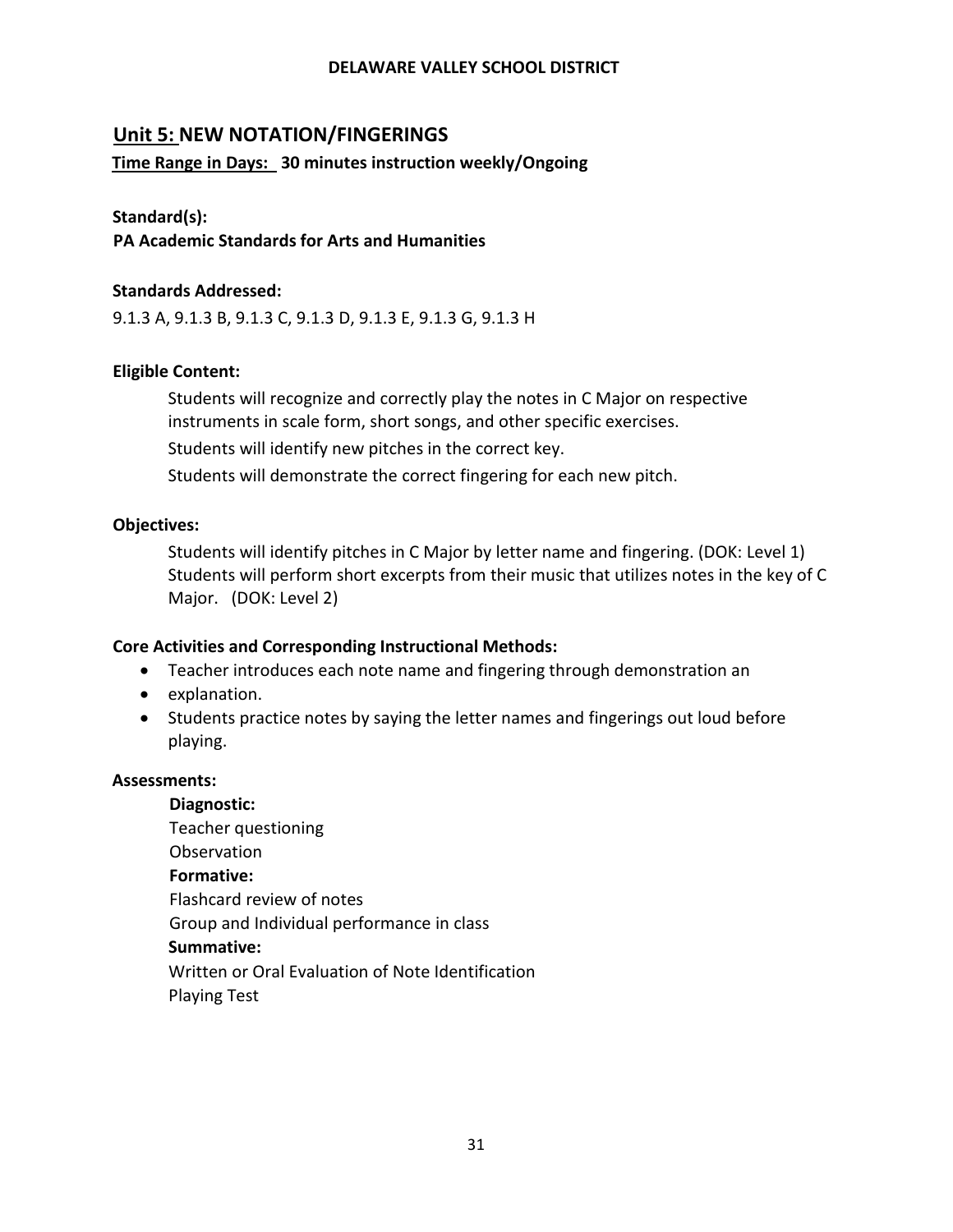**DELAWARE VALLEY SCHOOL DISTRICT**

## Unit 5: NEW NOTATION/FINGERINGS

**Time Range in Days: 30 minutes instruction weekly/Ongoing**

**Standard(s):**
**PA Academic Standards for Arts and Humanities**

**Standards Addressed:**

9.1.3 A, 9.1.3 B, 9.1.3 C, 9.1.3 D, 9.1.3 E, 9.1.3 G, 9.1.3 H

**Eligible Content:**

Students will recognize and correctly play the notes in C Major on respective instruments in scale form, short songs, and other specific exercises.

Students will identify new pitches in the correct key.

Students will demonstrate the correct fingering for each new pitch.

**Objectives:**

Students will identify pitches in C Major by letter name and fingering. (DOK: Level 1)
Students will perform short excerpts from their music that utilizes notes in the key of C Major. (DOK: Level 2)

**Core Activities and Corresponding Instructional Methods:**

- Teacher introduces each note name and fingering through demonstration an
- explanation.
- Students practice notes by saying the letter names and fingerings out loud before playing.

**Assessments:**

**Diagnostic:**
Teacher questioning
Observation
**Formative:**
Flashcard review of notes
Group and Individual performance in class
**Summative:**
Written or Oral Evaluation of Note Identification
Playing Test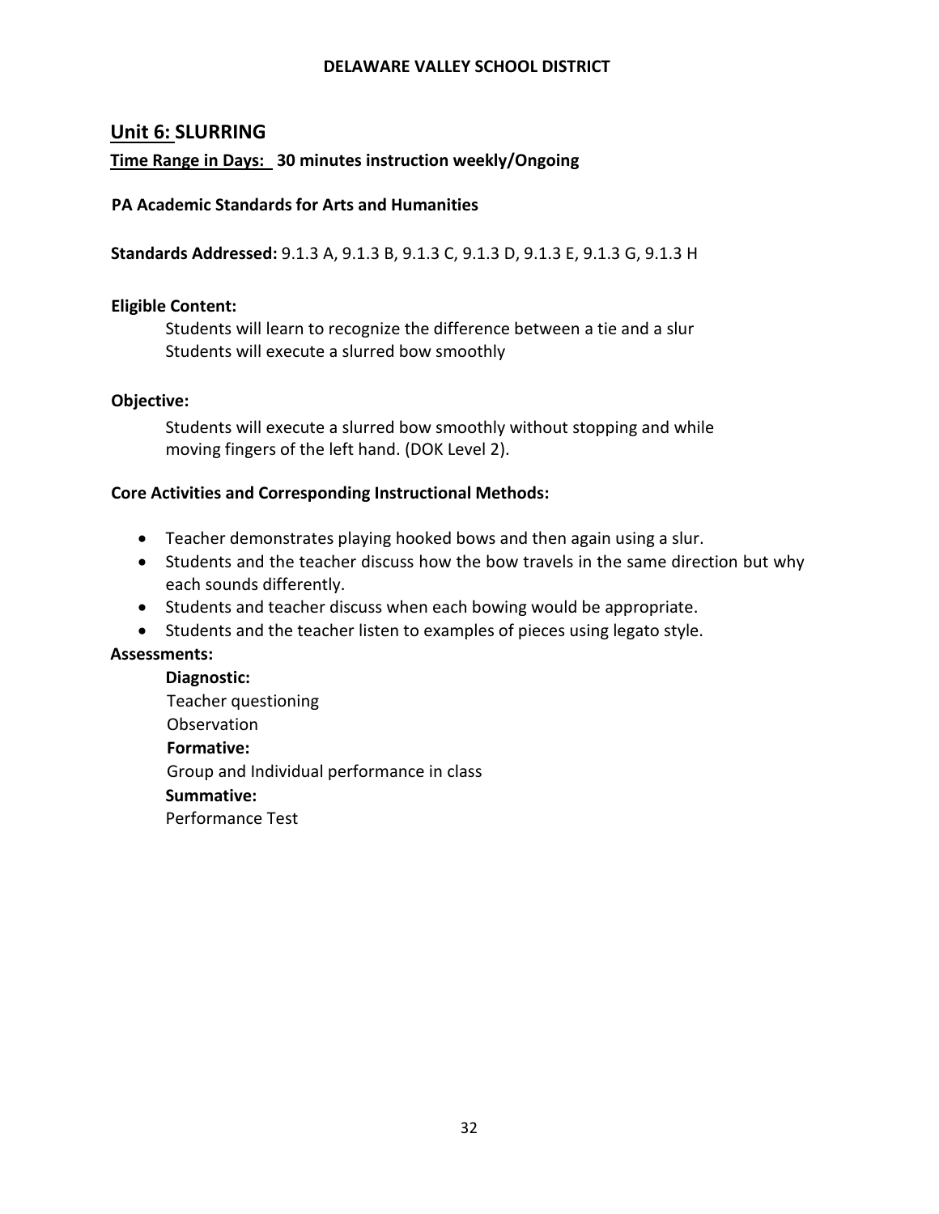## Unit 6: SLURRING

**Time Range in Days: 30 minutes instruction weekly/Ongoing**

**PA Academic Standards for Arts and Humanities**

**Standards Addressed:** 9.1.3 A, 9.1.3 B, 9.1.3 C, 9.1.3 D, 9.1.3 E, 9.1.3 G, 9.1.3 H

**Eligible Content:**

Students will learn to recognize the difference between a tie and a slur
Students will execute a slurred bow smoothly

**Objective:**

Students will execute a slurred bow smoothly without stopping and while moving fingers of the left hand. (DOK Level 2).

**Core Activities and Corresponding Instructional Methods:**

- Teacher demonstrates playing hooked bows and then again using a slur.
- Students and the teacher discuss how the bow travels in the same direction but why each sounds differently.
- Students and teacher discuss when each bowing would be appropriate.
- Students and the teacher listen to examples of pieces using legato style.

**Assessments:**

**Diagnostic:**
Teacher questioning
Observation

**Formative:**
Group and Individual performance in class

**Summative:**
Performance Test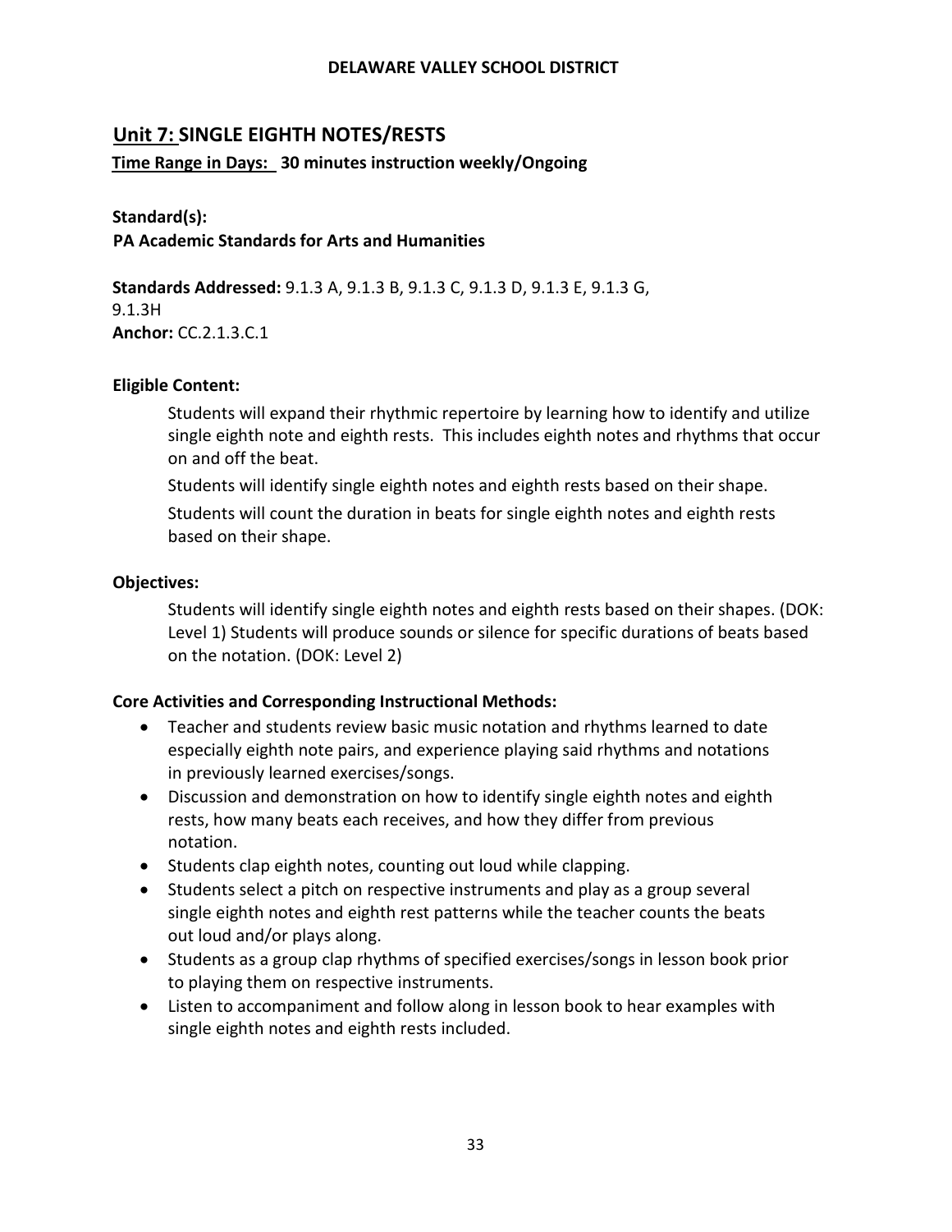## Unit 7: SINGLE EIGHTH NOTES/RESTS

**Time Range in Days: 30 minutes instruction weekly/Ongoing**

**Standard(s):**
**PA Academic Standards for Arts and Humanities**

**Standards Addressed:** 9.1.3 A, 9.1.3 B, 9.1.3 C, 9.1.3 D, 9.1.3 E, 9.1.3 G, 9.1.3H
**Anchor:** CC.2.1.3.C.1

**Eligible Content:**

Students will expand their rhythmic repertoire by learning how to identify and utilize single eighth note and eighth rests. This includes eighth notes and rhythms that occur on and off the beat.

Students will identify single eighth notes and eighth rests based on their shape.

Students will count the duration in beats for single eighth notes and eighth rests based on their shape.

**Objectives:**

Students will identify single eighth notes and eighth rests based on their shapes. (DOK: Level 1) Students will produce sounds or silence for specific durations of beats based on the notation. (DOK: Level 2)

**Core Activities and Corresponding Instructional Methods:**

- Teacher and students review basic music notation and rhythms learned to date especially eighth note pairs, and experience playing said rhythms and notations in previously learned exercises/songs.
- Discussion and demonstration on how to identify single eighth notes and eighth rests, how many beats each receives, and how they differ from previous notation.
- Students clap eighth notes, counting out loud while clapping.
- Students select a pitch on respective instruments and play as a group several single eighth notes and eighth rest patterns while the teacher counts the beats out loud and/or plays along.
- Students as a group clap rhythms of specified exercises/songs in lesson book prior to playing them on respective instruments.
- Listen to accompaniment and follow along in lesson book to hear examples with single eighth notes and eighth rests included.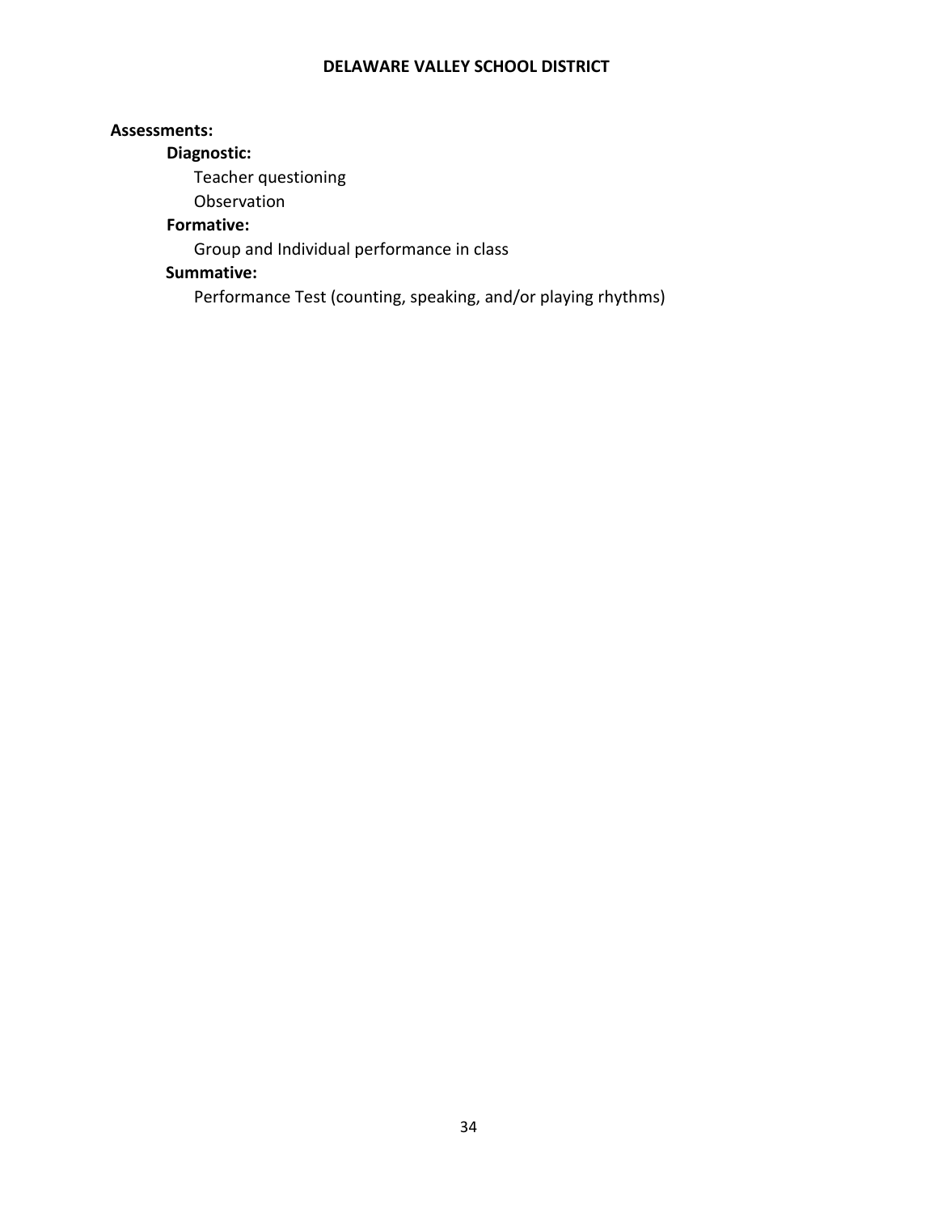**Assessments:**

**Diagnostic:**

Teacher questioning

Observation

**Formative:**

Group and Individual performance in class

**Summative:**

Performance Test (counting, speaking, and/or playing rhythms)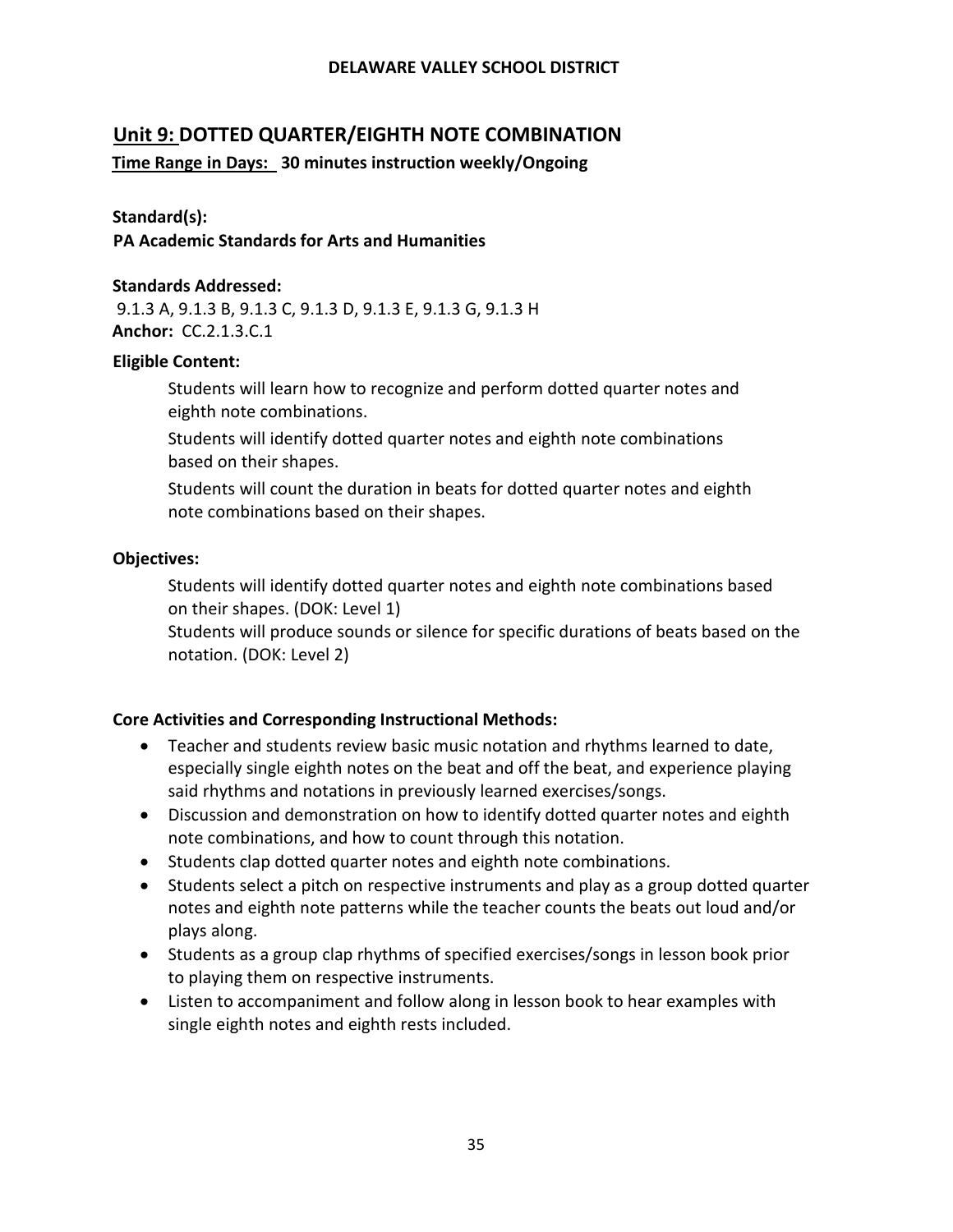## Unit 9: DOTTED QUARTER/EIGHTH NOTE COMBINATION

**Time Range in Days: 30 minutes instruction weekly/Ongoing**

**Standard(s):**

**PA Academic Standards for Arts and Humanities**

**Standards Addressed:**

9.1.3 A, 9.1.3 B, 9.1.3 C, 9.1.3 D, 9.1.3 E, 9.1.3 G, 9.1.3 H

**Anchor:** CC.2.1.3.C.1

**Eligible Content:**

Students will learn how to recognize and perform dotted quarter notes and eighth note combinations.

Students will identify dotted quarter notes and eighth note combinations based on their shapes.

Students will count the duration in beats for dotted quarter notes and eighth note combinations based on their shapes.

**Objectives:**

Students will identify dotted quarter notes and eighth note combinations based on their shapes. (DOK: Level 1)

Students will produce sounds or silence for specific durations of beats based on the notation. (DOK: Level 2)

**Core Activities and Corresponding Instructional Methods:**

- Teacher and students review basic music notation and rhythms learned to date, especially single eighth notes on the beat and off the beat, and experience playing said rhythms and notations in previously learned exercises/songs.
- Discussion and demonstration on how to identify dotted quarter notes and eighth note combinations, and how to count through this notation.
- Students clap dotted quarter notes and eighth note combinations.
- Students select a pitch on respective instruments and play as a group dotted quarter notes and eighth note patterns while the teacher counts the beats out loud and/or plays along.
- Students as a group clap rhythms of specified exercises/songs in lesson book prior to playing them on respective instruments.
- Listen to accompaniment and follow along in lesson book to hear examples with single eighth notes and eighth rests included.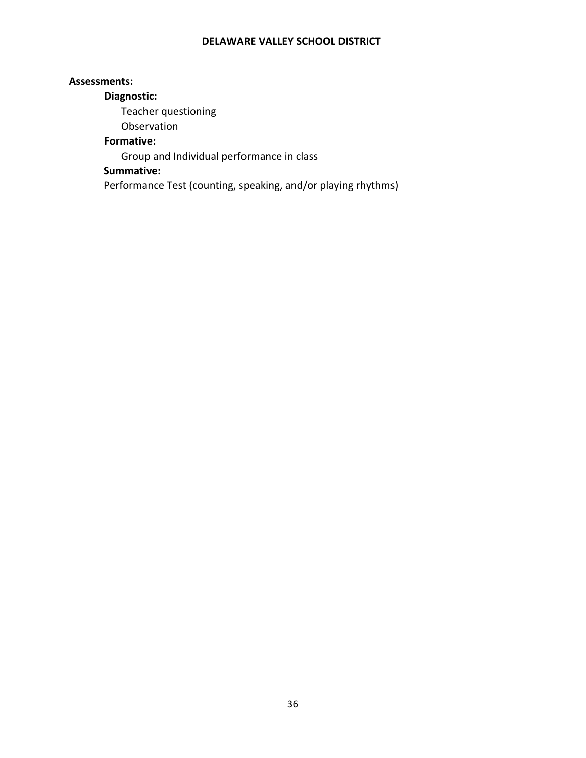**Assessments:**

**Diagnostic:**

Teacher questioning

Observation

**Formative:**

Group and Individual performance in class

**Summative:**

Performance Test (counting, speaking, and/or playing rhythms)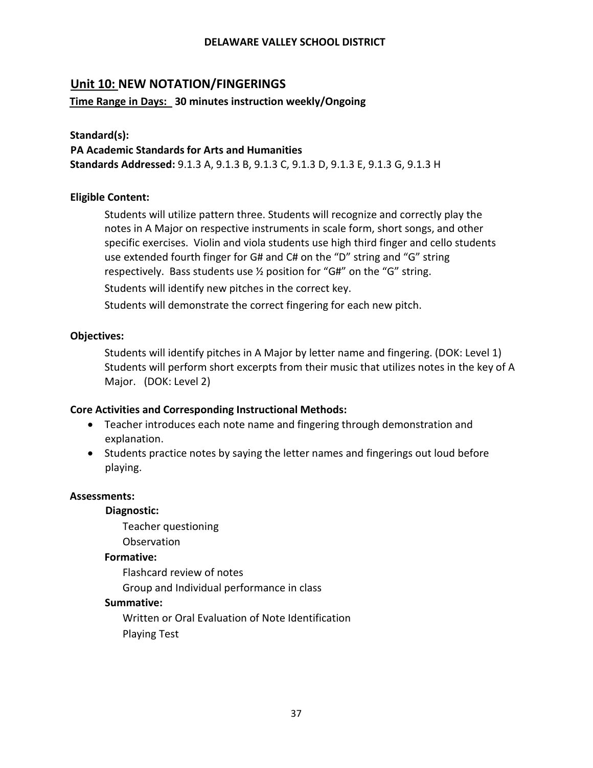## Unit 10: NEW NOTATION/FINGERINGS

**Time Range in Days: 30 minutes instruction weekly/Ongoing**

**Standard(s):**

**PA Academic Standards for Arts and Humanities**

**Standards Addressed:** 9.1.3 A, 9.1.3 B, 9.1.3 C, 9.1.3 D, 9.1.3 E, 9.1.3 G, 9.1.3 H

**Eligible Content:**

Students will utilize pattern three. Students will recognize and correctly play the notes in A Major on respective instruments in scale form, short songs, and other specific exercises. Violin and viola students use high third finger and cello students use extended fourth finger for G# and C# on the "D" string and "G" string respectively. Bass students use ½ position for "G#" on the "G" string.

Students will identify new pitches in the correct key.

Students will demonstrate the correct fingering for each new pitch.

**Objectives:**

Students will identify pitches in A Major by letter name and fingering. (DOK: Level 1)
Students will perform short excerpts from their music that utilizes notes in the key of A Major. (DOK: Level 2)

**Core Activities and Corresponding Instructional Methods:**

- Teacher introduces each note name and fingering through demonstration and explanation.
- Students practice notes by saying the letter names and fingerings out loud before playing.

**Assessments:**

**Diagnostic:**

Teacher questioning

Observation

**Formative:**

Flashcard review of notes

Group and Individual performance in class

**Summative:**

Written or Oral Evaluation of Note Identification

Playing Test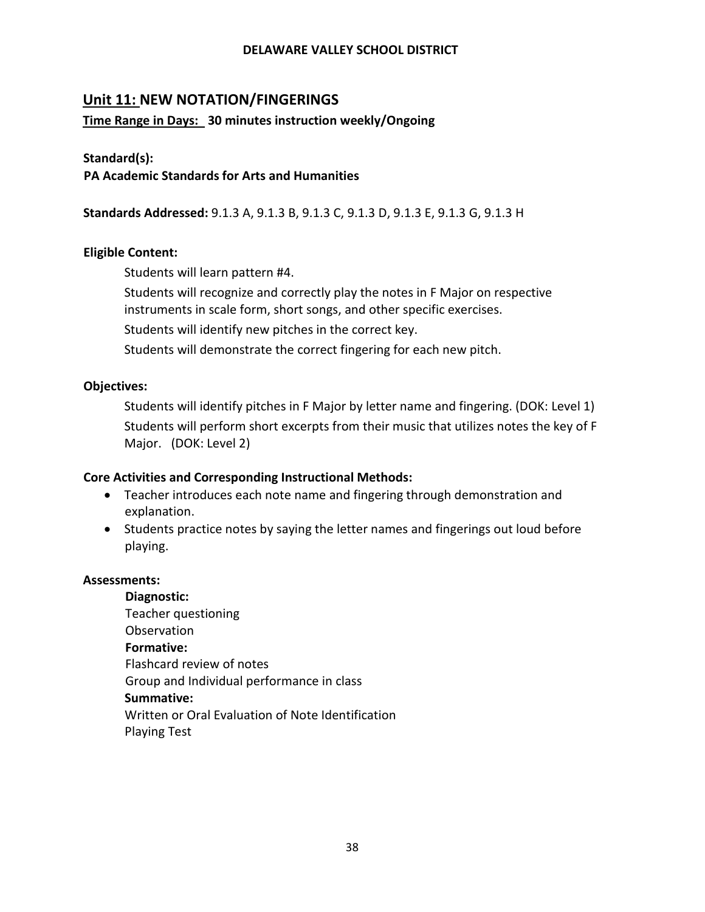## Unit 11: NEW NOTATION/FINGERINGS

**Time Range in Days: 30 minutes instruction weekly/Ongoing**

**Standard(s):**

**PA Academic Standards for Arts and Humanities**

**Standards Addressed:** 9.1.3 A, 9.1.3 B, 9.1.3 C, 9.1.3 D, 9.1.3 E, 9.1.3 G, 9.1.3 H

**Eligible Content:**

Students will learn pattern #4.

Students will recognize and correctly play the notes in F Major on respective instruments in scale form, short songs, and other specific exercises.

Students will identify new pitches in the correct key.

Students will demonstrate the correct fingering for each new pitch.

**Objectives:**

Students will identify pitches in F Major by letter name and fingering. (DOK: Level 1)

Students will perform short excerpts from their music that utilizes notes the key of F Major. (DOK: Level 2)

**Core Activities and Corresponding Instructional Methods:**

- Teacher introduces each note name and fingering through demonstration and explanation.
- Students practice notes by saying the letter names and fingerings out loud before playing.

**Assessments:**

**Diagnostic:**

Teacher questioning

Observation

**Formative:**

Flashcard review of notes

Group and Individual performance in class

**Summative:**

Written or Oral Evaluation of Note Identification

Playing Test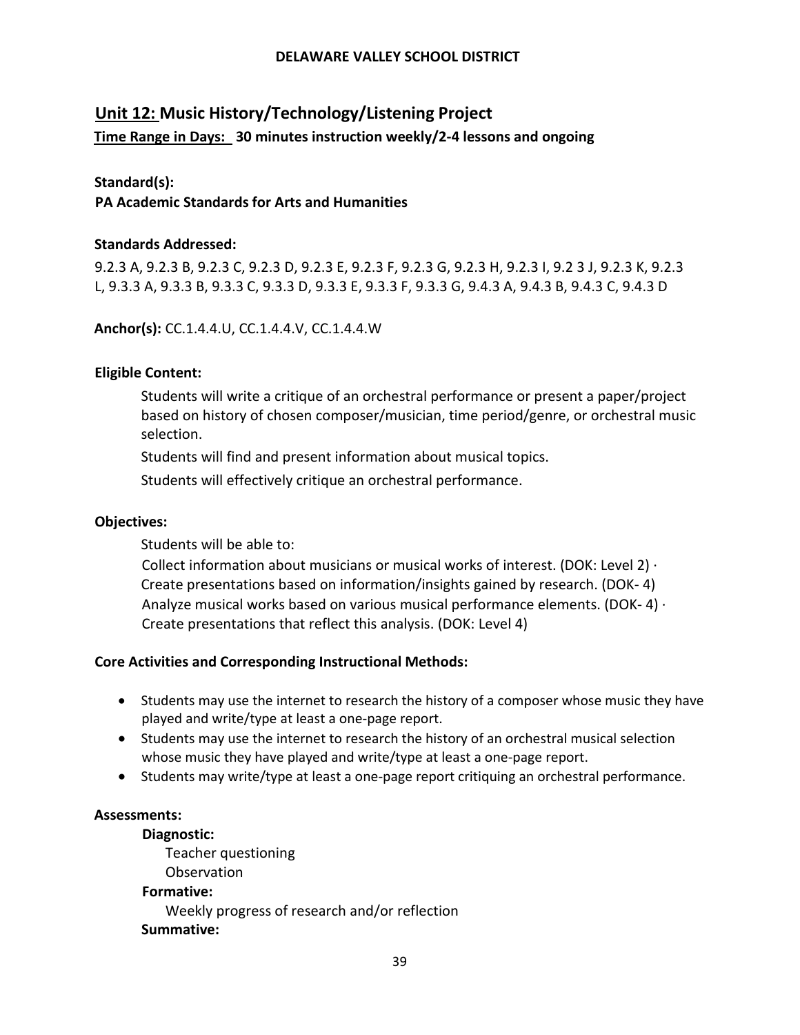## Unit 12: Music History/Technology/Listening Project

**Time Range in Days: 30 minutes instruction weekly/2-4 lessons and ongoing**

**Standard(s):**

**PA Academic Standards for Arts and Humanities**

**Standards Addressed:**

9.2.3 A, 9.2.3 B, 9.2.3 C, 9.2.3 D, 9.2.3 E, 9.2.3 F, 9.2.3 G, 9.2.3 H, 9.2.3 I, 9.2 3 J, 9.2.3 K, 9.2.3 L, 9.3.3 A, 9.3.3 B, 9.3.3 C, 9.3.3 D, 9.3.3 E, 9.3.3 F, 9.3.3 G, 9.4.3 A, 9.4.3 B, 9.4.3 C, 9.4.3 D

**Anchor(s):** CC.1.4.4.U, CC.1.4.4.V, CC.1.4.4.W

**Eligible Content:**

Students will write a critique of an orchestral performance or present a paper/project based on history of chosen composer/musician, time period/genre, or orchestral music selection.

Students will find and present information about musical topics.

Students will effectively critique an orchestral performance.

**Objectives:**

Students will be able to:

Collect information about musicians or musical works of interest. (DOK: Level 2) ·
Create presentations based on information/insights gained by research. (DOK- 4)
Analyze musical works based on various musical performance elements. (DOK- 4) ·
Create presentations that reflect this analysis. (DOK: Level 4)

**Core Activities and Corresponding Instructional Methods:**

- Students may use the internet to research the history of a composer whose music they have played and write/type at least a one-page report.
- Students may use the internet to research the history of an orchestral musical selection whose music they have played and write/type at least a one-page report.
- Students may write/type at least a one-page report critiquing an orchestral performance.

**Assessments:**

**Diagnostic:**

Teacher questioning

Observation

**Formative:**

Weekly progress of research and/or reflection

**Summative:**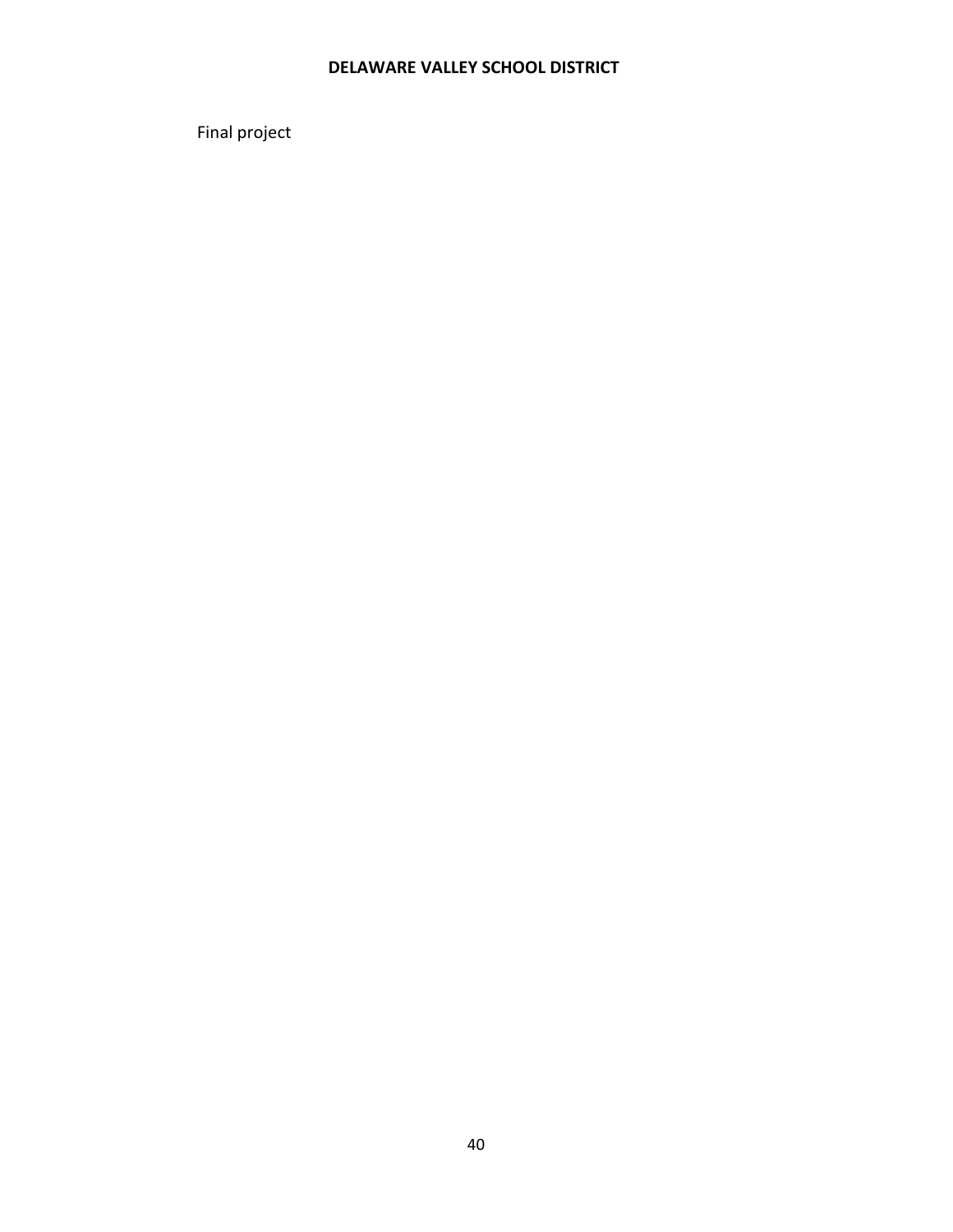Final project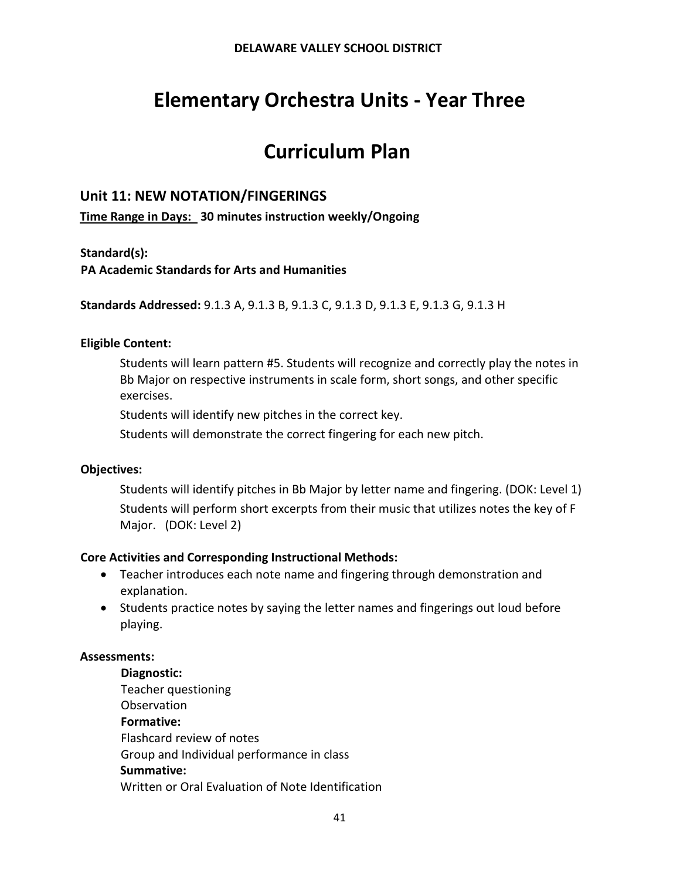DELAWARE VALLEY SCHOOL DISTRICT

# Elementary Orchestra Units - Year Three

# Curriculum Plan

## Unit 11: NEW NOTATION/FINGERINGS

**Time Range in Days: 30 minutes instruction weekly/Ongoing**

**Standard(s):**
**PA Academic Standards for Arts and Humanities**

**Standards Addressed:** 9.1.3 A, 9.1.3 B, 9.1.3 C, 9.1.3 D, 9.1.3 E, 9.1.3 G, 9.1.3 H

**Eligible Content:**

Students will learn pattern #5. Students will recognize and correctly play the notes in Bb Major on respective instruments in scale form, short songs, and other specific exercises.

Students will identify new pitches in the correct key.

Students will demonstrate the correct fingering for each new pitch.

**Objectives:**

Students will identify pitches in Bb Major by letter name and fingering. (DOK: Level 1)

Students will perform short excerpts from their music that utilizes notes the key of F Major. (DOK: Level 2)

**Core Activities and Corresponding Instructional Methods:**

- Teacher introduces each note name and fingering through demonstration and explanation.
- Students practice notes by saying the letter names and fingerings out loud before playing.

**Assessments:**

**Diagnostic:**
Teacher questioning
Observation

**Formative:**
Flashcard review of notes
Group and Individual performance in class

**Summative:**
Written or Oral Evaluation of Note Identification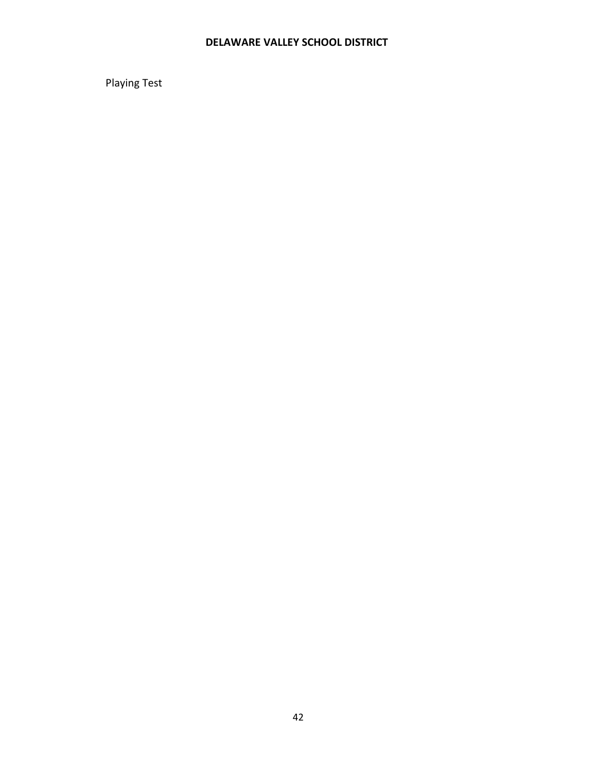Playing Test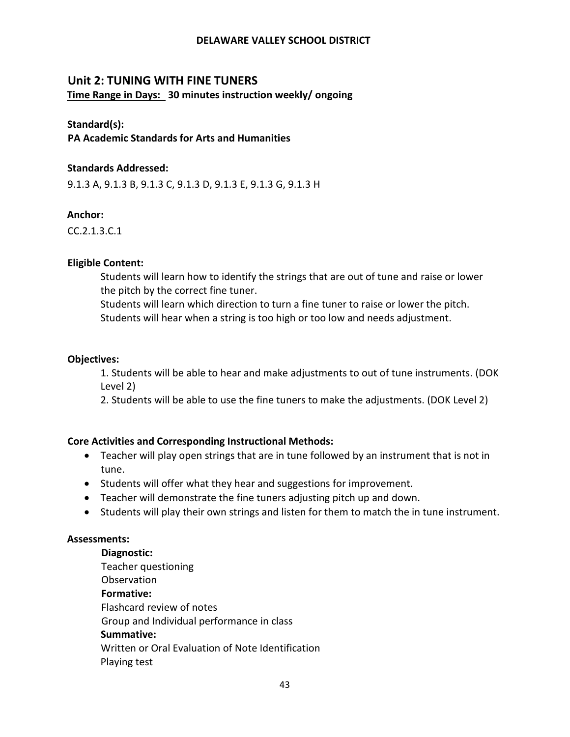## Unit 2: TUNING WITH FINE TUNERS

**Time Range in Days: 30 minutes instruction weekly/ ongoing**

**Standard(s):**
**PA Academic Standards for Arts and Humanities**

**Standards Addressed:**
9.1.3 A, 9.1.3 B, 9.1.3 C, 9.1.3 D, 9.1.3 E, 9.1.3 G, 9.1.3 H

**Anchor:**
CC.2.1.3.C.1

**Eligible Content:**

Students will learn how to identify the strings that are out of tune and raise or lower the pitch by the correct fine tuner.
Students will learn which direction to turn a fine tuner to raise or lower the pitch.
Students will hear when a string is too high or too low and needs adjustment.

**Objectives:**

1. Students will be able to hear and make adjustments to out of tune instruments. (DOK Level 2)
2. Students will be able to use the fine tuners to make the adjustments. (DOK Level 2)

**Core Activities and Corresponding Instructional Methods:**

- Teacher will play open strings that are in tune followed by an instrument that is not in tune.
- Students will offer what they hear and suggestions for improvement.
- Teacher will demonstrate the fine tuners adjusting pitch up and down.
- Students will play their own strings and listen for them to match the in tune instrument.

**Assessments:**

**Diagnostic:**
Teacher questioning
Observation

**Formative:**
Flashcard review of notes
Group and Individual performance in class

**Summative:**
Written or Oral Evaluation of Note Identification
Playing test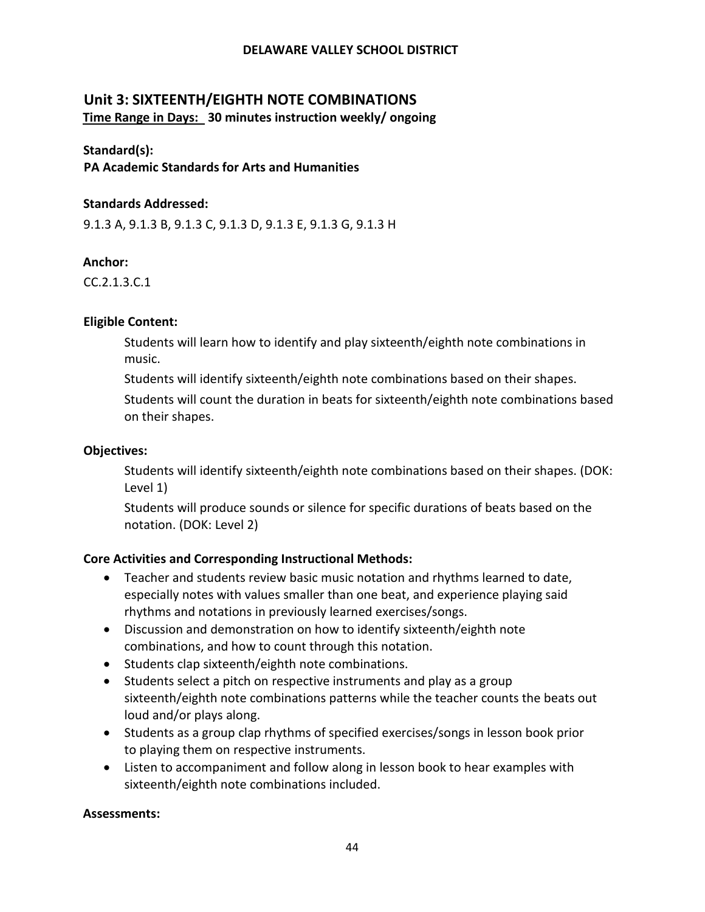## Unit 3: SIXTEENTH/EIGHTH NOTE COMBINATIONS

**Time Range in Days: 30 minutes instruction weekly/ ongoing**

**Standard(s):**

**PA Academic Standards for Arts and Humanities**

**Standards Addressed:**

9.1.3 A, 9.1.3 B, 9.1.3 C, 9.1.3 D, 9.1.3 E, 9.1.3 G, 9.1.3 H

**Anchor:**

CC.2.1.3.C.1

**Eligible Content:**

Students will learn how to identify and play sixteenth/eighth note combinations in music.

Students will identify sixteenth/eighth note combinations based on their shapes.

Students will count the duration in beats for sixteenth/eighth note combinations based on their shapes.

**Objectives:**

Students will identify sixteenth/eighth note combinations based on their shapes. (DOK: Level 1)

Students will produce sounds or silence for specific durations of beats based on the notation. (DOK: Level 2)

**Core Activities and Corresponding Instructional Methods:**

- Teacher and students review basic music notation and rhythms learned to date, especially notes with values smaller than one beat, and experience playing said rhythms and notations in previously learned exercises/songs.
- Discussion and demonstration on how to identify sixteenth/eighth note combinations, and how to count through this notation.
- Students clap sixteenth/eighth note combinations.
- Students select a pitch on respective instruments and play as a group sixteenth/eighth note combinations patterns while the teacher counts the beats out loud and/or plays along.
- Students as a group clap rhythms of specified exercises/songs in lesson book prior to playing them on respective instruments.
- Listen to accompaniment and follow along in lesson book to hear examples with sixteenth/eighth note combinations included.

**Assessments:**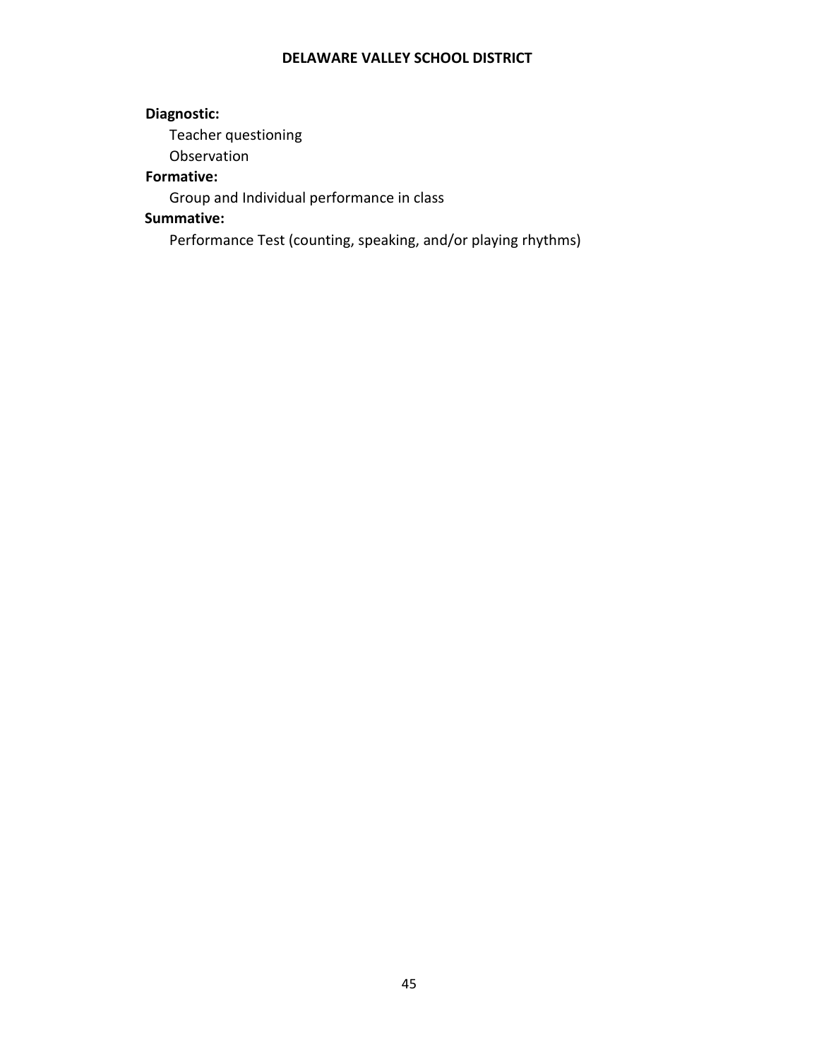**Diagnostic:**

Teacher questioning

Observation

**Formative:**

Group and Individual performance in class

**Summative:**

Performance Test (counting, speaking, and/or playing rhythms)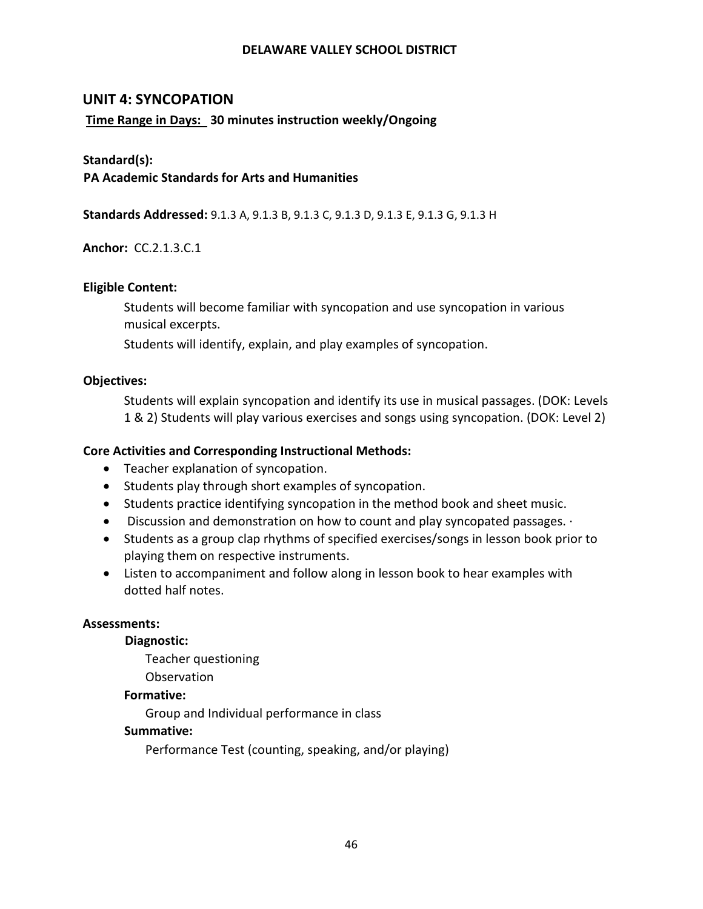# UNIT 4: SYNCOPATION

**Time Range in Days: 30 minutes instruction weekly/Ongoing**

**Standard(s):**
**PA Academic Standards for Arts and Humanities**

**Standards Addressed:** 9.1.3 A, 9.1.3 B, 9.1.3 C, 9.1.3 D, 9.1.3 E, 9.1.3 G, 9.1.3 H

**Anchor:** CC.2.1.3.C.1

**Eligible Content:**

Students will become familiar with syncopation and use syncopation in various musical excerpts.

Students will identify, explain, and play examples of syncopation.

**Objectives:**

Students will explain syncopation and identify its use in musical passages. (DOK: Levels 1 & 2) Students will play various exercises and songs using syncopation. (DOK: Level 2)

**Core Activities and Corresponding Instructional Methods:**

- Teacher explanation of syncopation.
- Students play through short examples of syncopation.
- Students practice identifying syncopation in the method book and sheet music.
- Discussion and demonstration on how to count and play syncopated passages. ·
- Students as a group clap rhythms of specified exercises/songs in lesson book prior to playing them on respective instruments.
- Listen to accompaniment and follow along in lesson book to hear examples with dotted half notes.

**Assessments:**

**Diagnostic:**

Teacher questioning

Observation

**Formative:**

Group and Individual performance in class

**Summative:**

Performance Test (counting, speaking, and/or playing)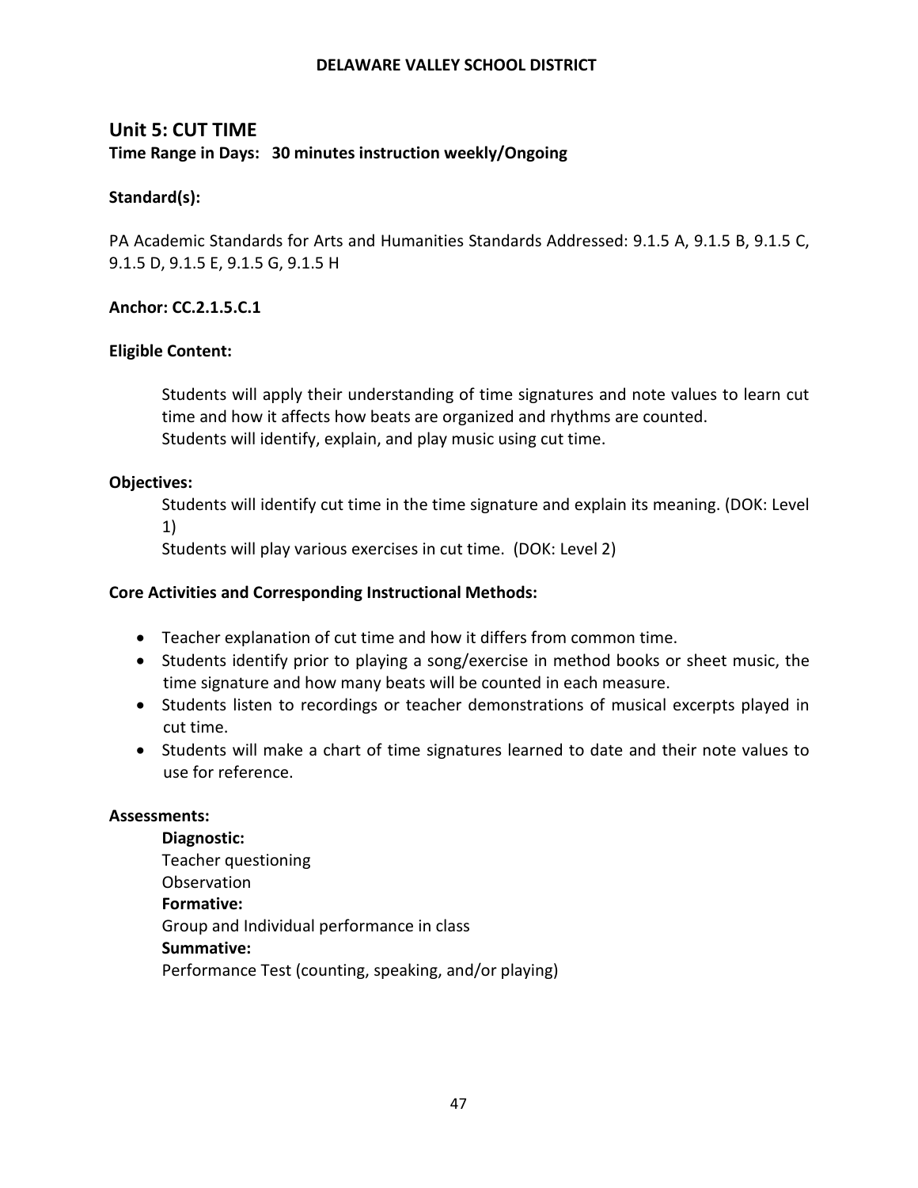## Unit 5: CUT TIME

**Time Range in Days: 30 minutes instruction weekly/Ongoing**

**Standard(s):**

PA Academic Standards for Arts and Humanities Standards Addressed: 9.1.5 A, 9.1.5 B, 9.1.5 C, 9.1.5 D, 9.1.5 E, 9.1.5 G, 9.1.5 H

**Anchor: CC.2.1.5.C.1**

**Eligible Content:**

Students will apply their understanding of time signatures and note values to learn cut time and how it affects how beats are organized and rhythms are counted.
Students will identify, explain, and play music using cut time.

**Objectives:**

Students will identify cut time in the time signature and explain its meaning. (DOK: Level 1)
Students will play various exercises in cut time. (DOK: Level 2)

**Core Activities and Corresponding Instructional Methods:**

- Teacher explanation of cut time and how it differs from common time.
- Students identify prior to playing a song/exercise in method books or sheet music, the time signature and how many beats will be counted in each measure.
- Students listen to recordings or teacher demonstrations of musical excerpts played in cut time.
- Students will make a chart of time signatures learned to date and their note values to use for reference.

**Assessments:**

**Diagnostic:**
Teacher questioning
Observation
**Formative:**
Group and Individual performance in class
**Summative:**
Performance Test (counting, speaking, and/or playing)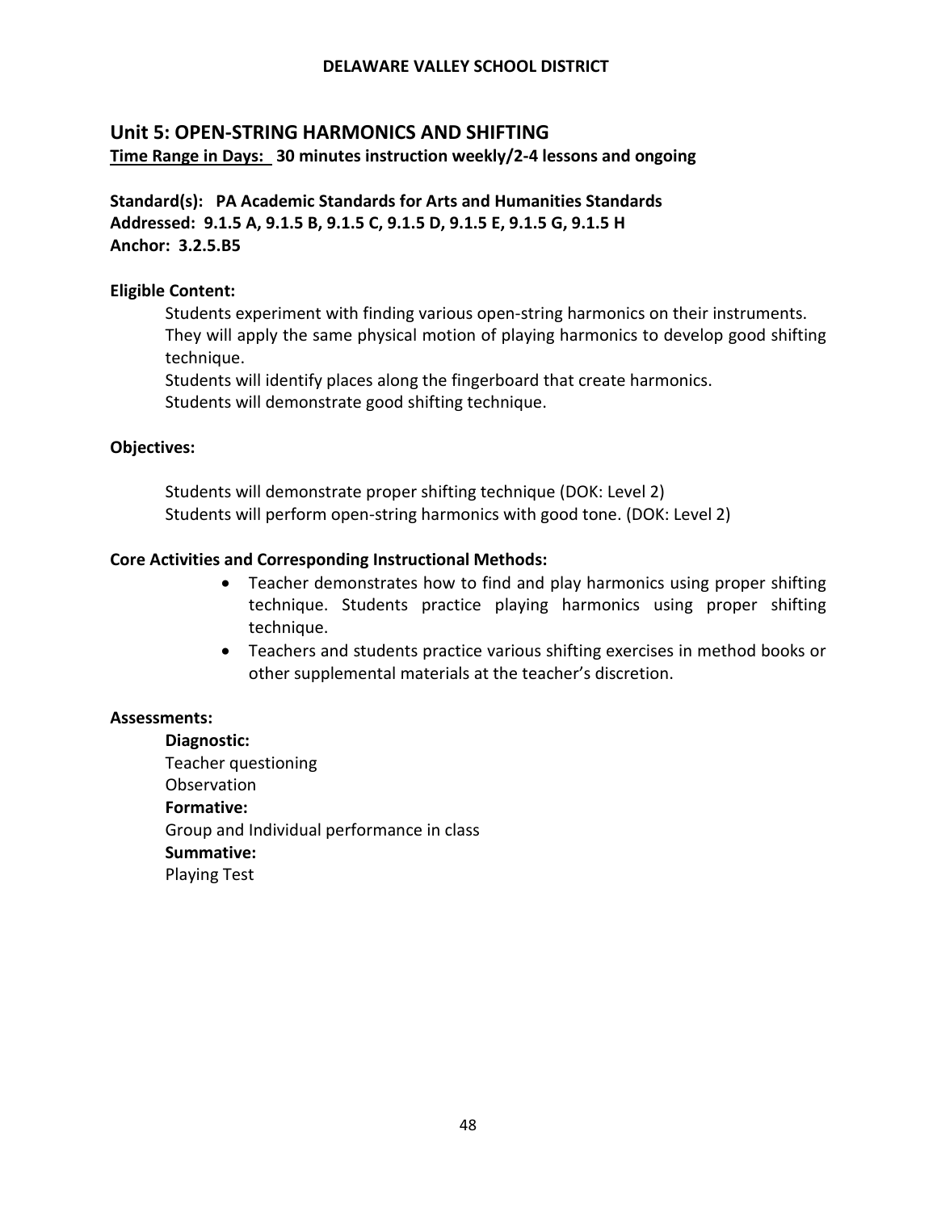## Unit 5: OPEN-STRING HARMONICS AND SHIFTING

**Time Range in Days: 30 minutes instruction weekly/2-4 lessons and ongoing**

**Standard(s): PA Academic Standards for Arts and Humanities Standards**
**Addressed: 9.1.5 A, 9.1.5 B, 9.1.5 C, 9.1.5 D, 9.1.5 E, 9.1.5 G, 9.1.5 H**
**Anchor: 3.2.5.B5**

**Eligible Content:**

Students experiment with finding various open-string harmonics on their instruments. They will apply the same physical motion of playing harmonics to develop good shifting technique.
Students will identify places along the fingerboard that create harmonics.
Students will demonstrate good shifting technique.

**Objectives:**

Students will demonstrate proper shifting technique (DOK: Level 2)
Students will perform open-string harmonics with good tone. (DOK: Level 2)

**Core Activities and Corresponding Instructional Methods:**

- Teacher demonstrates how to find and play harmonics using proper shifting technique. Students practice playing harmonics using proper shifting technique.
- Teachers and students practice various shifting exercises in method books or other supplemental materials at the teacher's discretion.

**Assessments:**

**Diagnostic:**
Teacher questioning
Observation
**Formative:**
Group and Individual performance in class
**Summative:**
Playing Test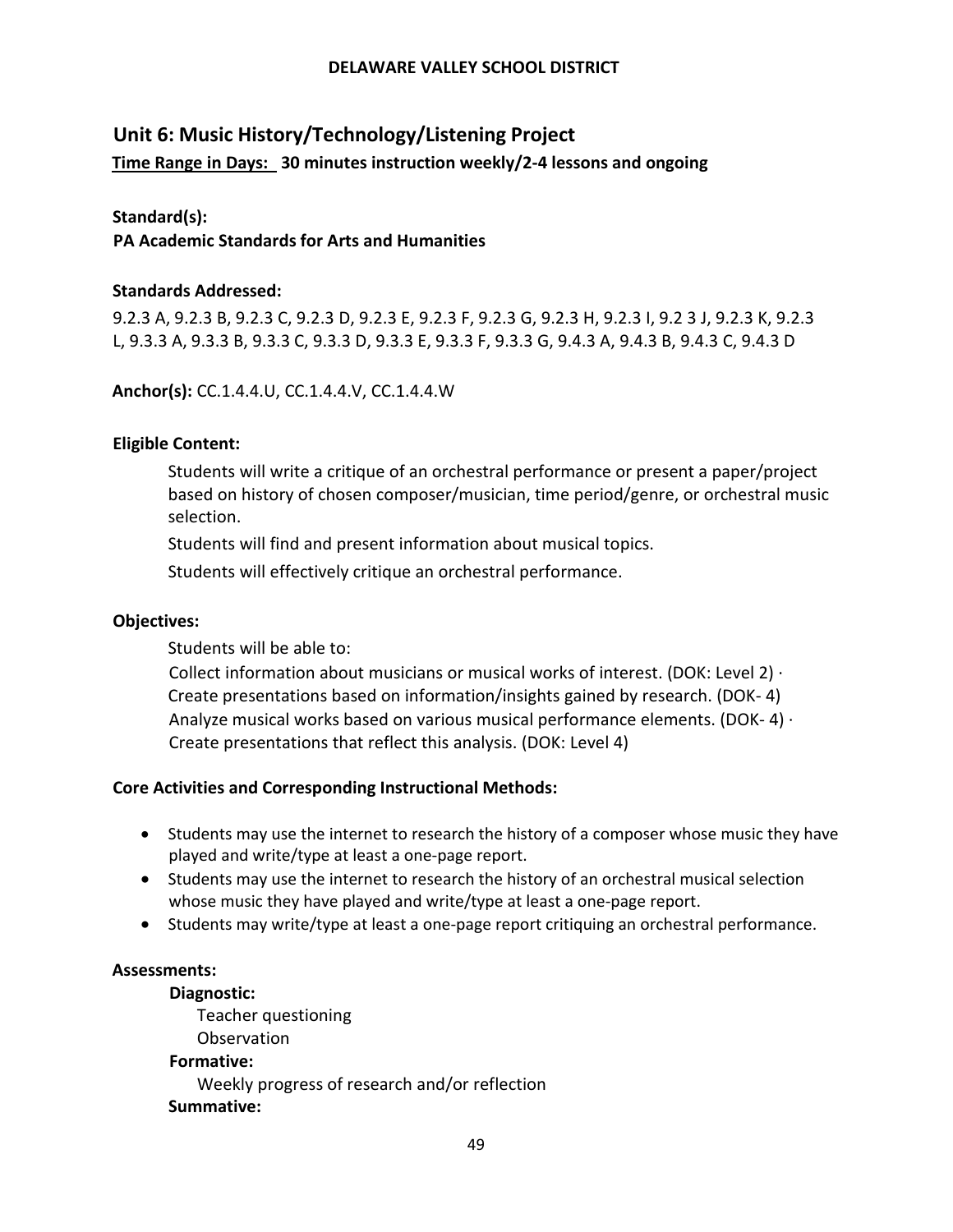DELAWARE VALLEY SCHOOL DISTRICT

## Unit 6: Music History/Technology/Listening Project

**Time Range in Days: 30 minutes instruction weekly/2-4 lessons and ongoing**

**Standard(s):**
**PA Academic Standards for Arts and Humanities**

**Standards Addressed:**

9.2.3 A, 9.2.3 B, 9.2.3 C, 9.2.3 D, 9.2.3 E, 9.2.3 F, 9.2.3 G, 9.2.3 H, 9.2.3 I, 9.2 3 J, 9.2.3 K, 9.2.3 L, 9.3.3 A, 9.3.3 B, 9.3.3 C, 9.3.3 D, 9.3.3 E, 9.3.3 F, 9.3.3 G, 9.4.3 A, 9.4.3 B, 9.4.3 C, 9.4.3 D

**Anchor(s):** CC.1.4.4.U, CC.1.4.4.V, CC.1.4.4.W

**Eligible Content:**

Students will write a critique of an orchestral performance or present a paper/project based on history of chosen composer/musician, time period/genre, or orchestral music selection.

Students will find and present information about musical topics.

Students will effectively critique an orchestral performance.

**Objectives:**

Students will be able to:
Collect information about musicians or musical works of interest. (DOK: Level 2) ·
Create presentations based on information/insights gained by research. (DOK- 4)
Analyze musical works based on various musical performance elements. (DOK- 4) ·
Create presentations that reflect this analysis. (DOK: Level 4)

**Core Activities and Corresponding Instructional Methods:**

- Students may use the internet to research the history of a composer whose music they have played and write/type at least a one-page report.
- Students may use the internet to research the history of an orchestral musical selection whose music they have played and write/type at least a one-page report.
- Students may write/type at least a one-page report critiquing an orchestral performance.

**Assessments:**

**Diagnostic:**
Teacher questioning
Observation

**Formative:**
Weekly progress of research and/or reflection

**Summative:**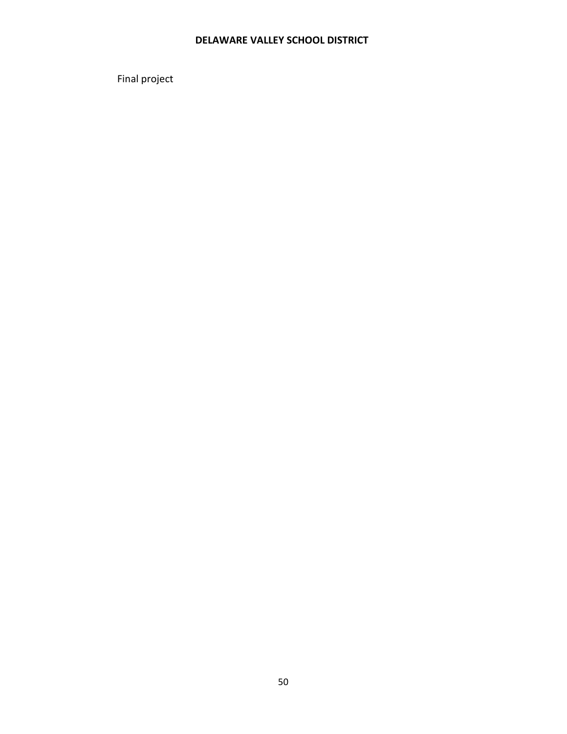Final project